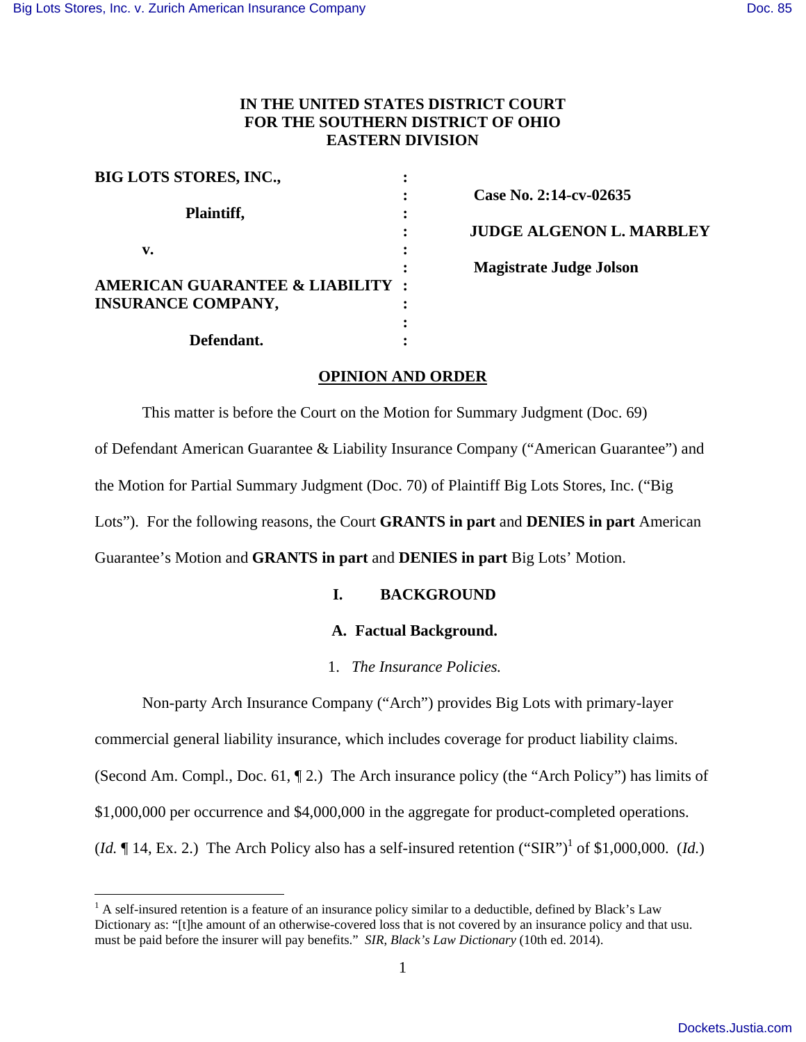**IN THE UNITED STATES DISTRICT COURT**
**FOR THE SOUTHERN DISTRICT OF OHIO**
**EASTERN DIVISION**

| | | |
|---|---|---|
| **BIG LOTS STORES, INC.,** | : | |
| | : | **Case No. 2:14-cv-02635** |
| **Plaintiff,** | : | |
| | : | **JUDGE ALGENON L. MARBLEY** |
| **v.** | : | |
| | : | **Magistrate Judge Jolson** |
| **AMERICAN GUARANTEE & LIABILITY INSURANCE COMPANY,** | : | |
| | : | |
| **Defendant.** | : | |

**OPINION AND ORDER**

This matter is before the Court on the Motion for Summary Judgment (Doc. 69) of Defendant American Guarantee & Liability Insurance Company ("American Guarantee") and the Motion for Partial Summary Judgment (Doc. 70) of Plaintiff Big Lots Stores, Inc. ("Big Lots"). For the following reasons, the Court **GRANTS in part** and **DENIES in part** American Guarantee's Motion and **GRANTS in part** and **DENIES in part** Big Lots' Motion.

## I. BACKGROUND

### A. Factual Background.

#### 1. *The Insurance Policies.*

Non-party Arch Insurance Company ("Arch") provides Big Lots with primary-layer commercial general liability insurance, which includes coverage for product liability claims. (Second Am. Compl., Doc. 61, ¶ 2.) The Arch insurance policy (the "Arch Policy") has limits of $1,000,000 per occurrence and $4,000,000 in the aggregate for product-completed operations. (*Id.* ¶ 14, Ex. 2.) The Arch Policy also has a self-insured retention ("SIR")[1] of $1,000,000. (*Id.*)

[1] A self-insured retention is a feature of an insurance policy similar to a deductible, defined by Black's Law Dictionary as: "[t]he amount of an otherwise-covered loss that is not covered by an insurance policy and that usu. must be paid before the insurer will pay benefits." *SIR, Black's Law Dictionary* (10th ed. 2014).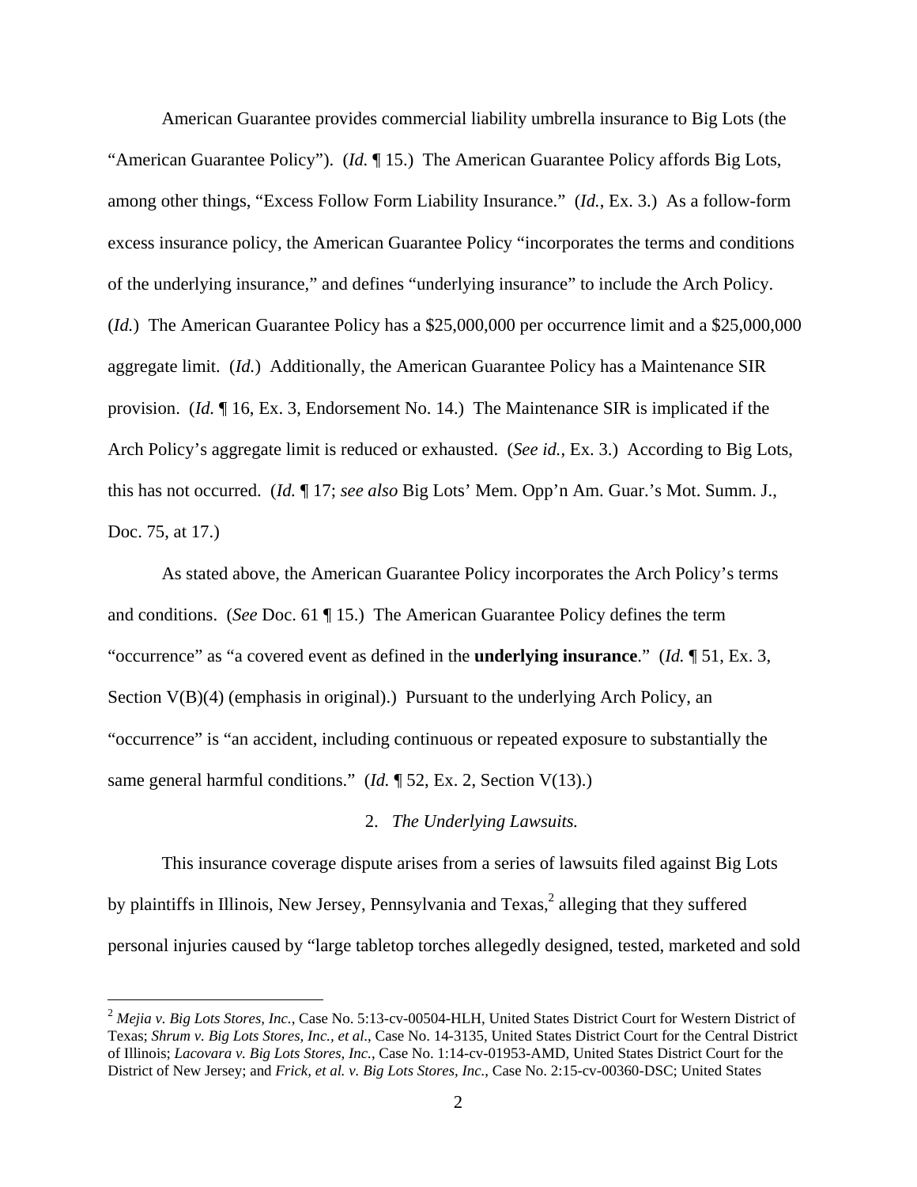American Guarantee provides commercial liability umbrella insurance to Big Lots (the "American Guarantee Policy"). (*Id.* ¶ 15.) The American Guarantee Policy affords Big Lots, among other things, "Excess Follow Form Liability Insurance." (*Id.*, Ex. 3.) As a follow-form excess insurance policy, the American Guarantee Policy "incorporates the terms and conditions of the underlying insurance," and defines "underlying insurance" to include the Arch Policy. (*Id.*) The American Guarantee Policy has a $25,000,000 per occurrence limit and a $25,000,000 aggregate limit. (*Id.*) Additionally, the American Guarantee Policy has a Maintenance SIR provision. (*Id.* ¶ 16, Ex. 3, Endorsement No. 14.) The Maintenance SIR is implicated if the Arch Policy's aggregate limit is reduced or exhausted. (*See id.*, Ex. 3.) According to Big Lots, this has not occurred. (*Id.* ¶ 17; *see also* Big Lots' Mem. Opp'n Am. Guar.'s Mot. Summ. J., Doc. 75, at 17.)

As stated above, the American Guarantee Policy incorporates the Arch Policy's terms and conditions. (*See* Doc. 61 ¶ 15.) The American Guarantee Policy defines the term "occurrence" as "a covered event as defined in the **underlying insurance**." (*Id.* ¶ 51, Ex. 3, Section V(B)(4) (emphasis in original).) Pursuant to the underlying Arch Policy, an "occurrence" is "an accident, including continuous or repeated exposure to substantially the same general harmful conditions." (*Id.* ¶ 52, Ex. 2, Section V(13).)

2. *The Underlying Lawsuits.*

This insurance coverage dispute arises from a series of lawsuits filed against Big Lots by plaintiffs in Illinois, New Jersey, Pennsylvania and Texas,[2] alleging that they suffered personal injuries caused by "large tabletop torches allegedly designed, tested, marketed and sold

[2] *Mejia v. Big Lots Stores, Inc.,* Case No. 5:13-cv-00504-HLH, United States District Court for Western District of Texas; *Shrum v. Big Lots Stores, Inc., et al.*, Case No. 14-3135, United States District Court for the Central District of Illinois; *Lacovara v. Big Lots Stores, Inc.*, Case No. 1:14-cv-01953-AMD, United States District Court for the District of New Jersey; and *Frick, et al. v. Big Lots Stores, Inc*., Case No. 2:15-cv-00360-DSC; United States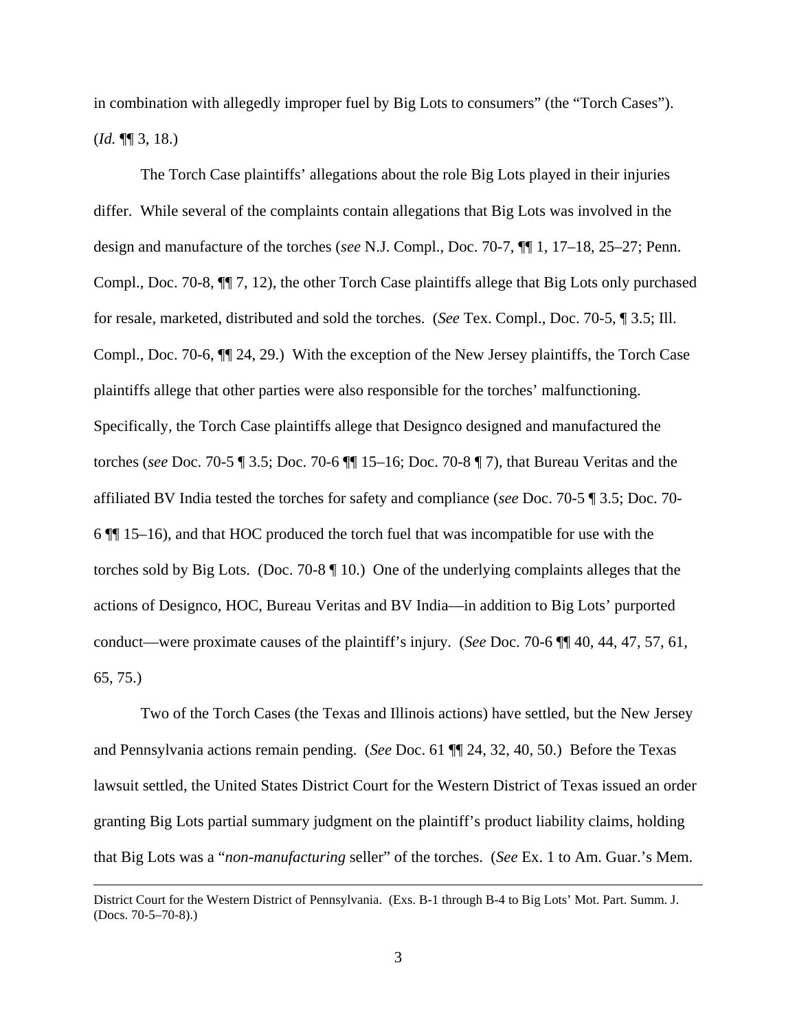in combination with allegedly improper fuel by Big Lots to consumers" (the "Torch Cases"). (*Id.* ¶¶ 3, 18.)

The Torch Case plaintiffs' allegations about the role Big Lots played in their injuries differ. While several of the complaints contain allegations that Big Lots was involved in the design and manufacture of the torches (*see* N.J. Compl., Doc. 70-7, ¶¶ 1, 17–18, 25–27; Penn. Compl., Doc. 70-8, ¶¶ 7, 12), the other Torch Case plaintiffs allege that Big Lots only purchased for resale, marketed, distributed and sold the torches. (*See* Tex. Compl., Doc. 70-5, ¶ 3.5; Ill. Compl., Doc. 70-6, ¶¶ 24, 29.) With the exception of the New Jersey plaintiffs, the Torch Case plaintiffs allege that other parties were also responsible for the torches' malfunctioning. Specifically, the Torch Case plaintiffs allege that Designco designed and manufactured the torches (*see* Doc. 70-5 ¶ 3.5; Doc. 70-6 ¶¶ 15–16; Doc. 70-8 ¶ 7), that Bureau Veritas and the affiliated BV India tested the torches for safety and compliance (*see* Doc. 70-5 ¶ 3.5; Doc. 70-6 ¶¶ 15–16), and that HOC produced the torch fuel that was incompatible for use with the torches sold by Big Lots. (Doc. 70-8 ¶ 10.) One of the underlying complaints alleges that the actions of Designco, HOC, Bureau Veritas and BV India—in addition to Big Lots' purported conduct—were proximate causes of the plaintiff's injury. (*See* Doc. 70-6 ¶¶ 40, 44, 47, 57, 61, 65, 75.)

Two of the Torch Cases (the Texas and Illinois actions) have settled, but the New Jersey and Pennsylvania actions remain pending. (*See* Doc. 61 ¶¶ 24, 32, 40, 50.) Before the Texas lawsuit settled, the United States District Court for the Western District of Texas issued an order granting Big Lots partial summary judgment on the plaintiff's product liability claims, holding that Big Lots was a "*non-manufacturing* seller" of the torches. (*See* Ex. 1 to Am. Guar.'s Mem.

---

District Court for the Western District of Pennsylvania. (Exs. B-1 through B-4 to Big Lots' Mot. Part. Summ. J. (Docs. 70-5–70-8).)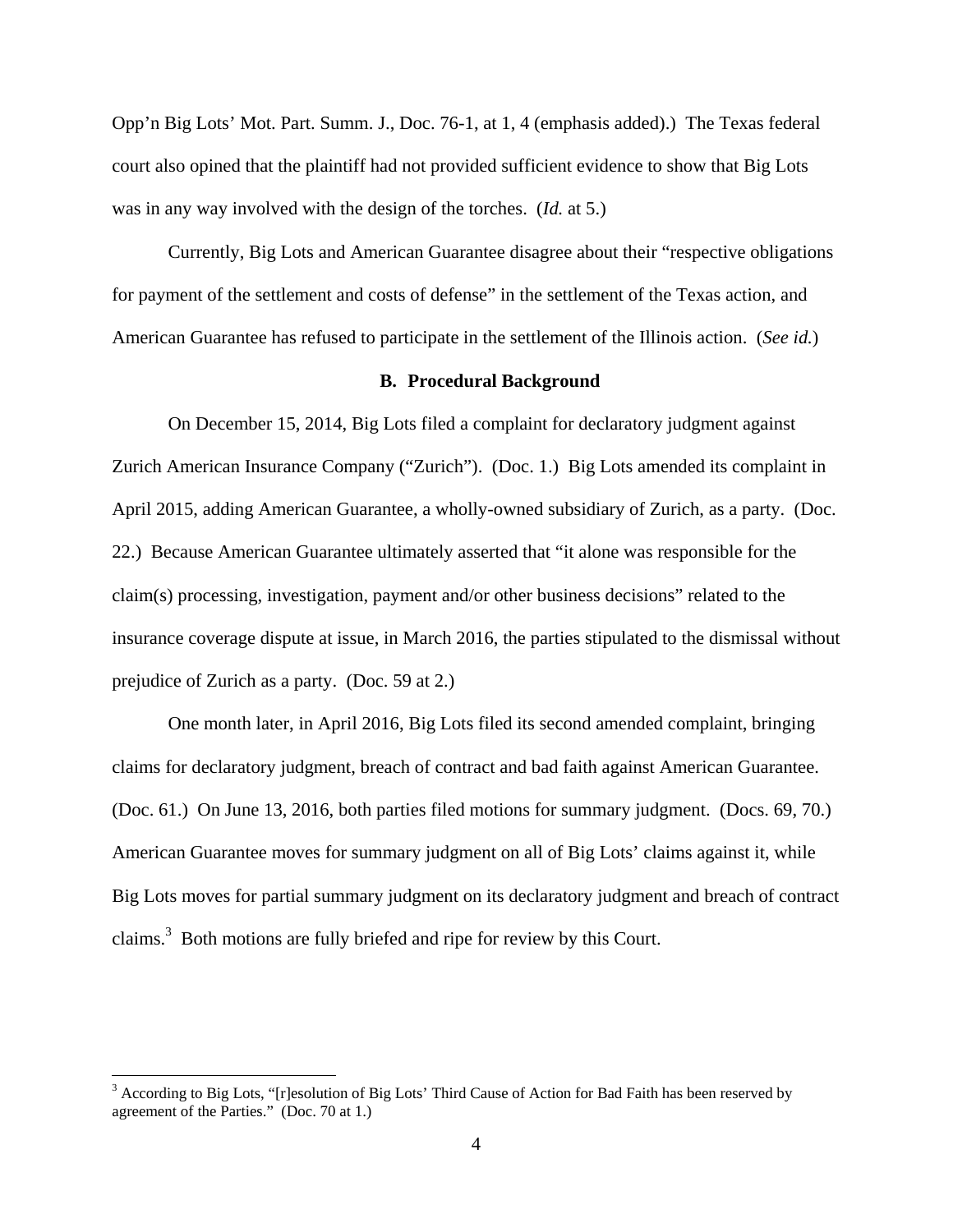Opp'n Big Lots' Mot. Part. Summ. J., Doc. 76-1, at 1, 4 (emphasis added).) The Texas federal court also opined that the plaintiff had not provided sufficient evidence to show that Big Lots was in any way involved with the design of the torches. (*Id.* at 5.)

Currently, Big Lots and American Guarantee disagree about their "respective obligations for payment of the settlement and costs of defense" in the settlement of the Texas action, and American Guarantee has refused to participate in the settlement of the Illinois action. (*See id.*)

**B. Procedural Background**

On December 15, 2014, Big Lots filed a complaint for declaratory judgment against Zurich American Insurance Company ("Zurich"). (Doc. 1.) Big Lots amended its complaint in April 2015, adding American Guarantee, a wholly-owned subsidiary of Zurich, as a party. (Doc. 22.) Because American Guarantee ultimately asserted that "it alone was responsible for the claim(s) processing, investigation, payment and/or other business decisions" related to the insurance coverage dispute at issue, in March 2016, the parties stipulated to the dismissal without prejudice of Zurich as a party. (Doc. 59 at 2.)

One month later, in April 2016, Big Lots filed its second amended complaint, bringing claims for declaratory judgment, breach of contract and bad faith against American Guarantee. (Doc. 61.) On June 13, 2016, both parties filed motions for summary judgment. (Docs. 69, 70.) American Guarantee moves for summary judgment on all of Big Lots' claims against it, while Big Lots moves for partial summary judgment on its declaratory judgment and breach of contract claims.[3] Both motions are fully briefed and ripe for review by this Court.

[3] According to Big Lots, "[r]esolution of Big Lots' Third Cause of Action for Bad Faith has been reserved by agreement of the Parties." (Doc. 70 at 1.)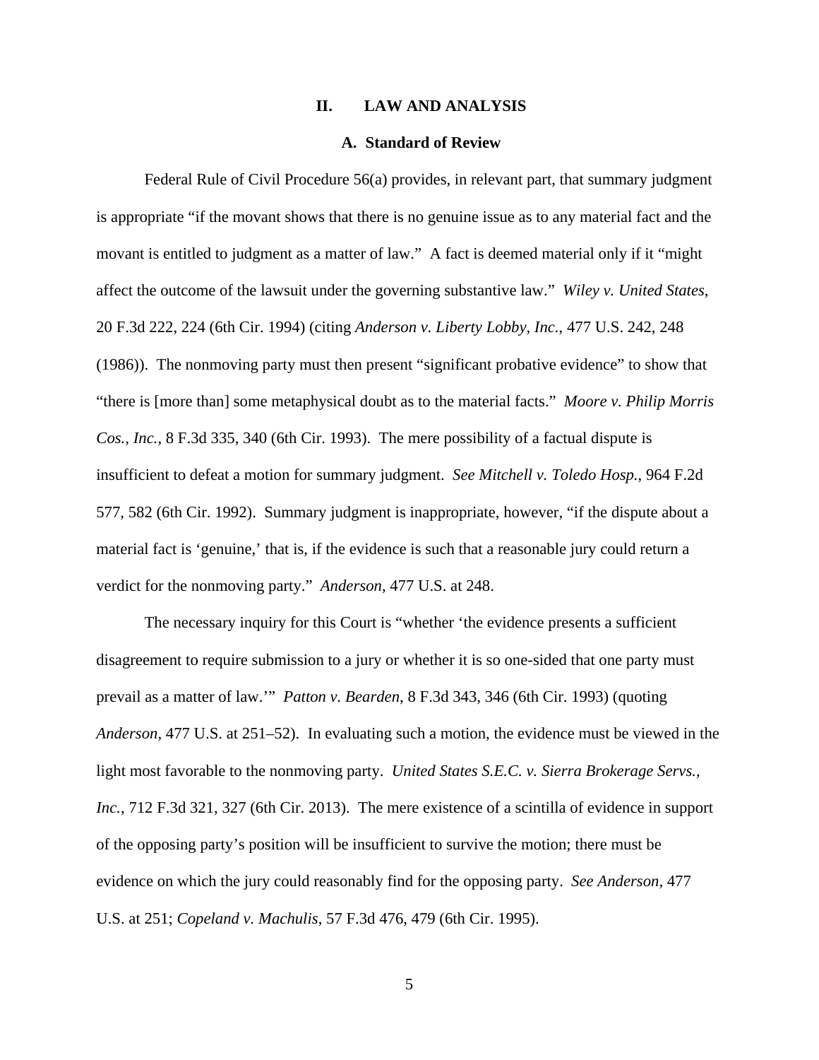## II. LAW AND ANALYSIS

### A. Standard of Review

Federal Rule of Civil Procedure 56(a) provides, in relevant part, that summary judgment is appropriate "if the movant shows that there is no genuine issue as to any material fact and the movant is entitled to judgment as a matter of law." A fact is deemed material only if it "might affect the outcome of the lawsuit under the governing substantive law." *Wiley v. United States*, 20 F.3d 222, 224 (6th Cir. 1994) (citing *Anderson v. Liberty Lobby, Inc.*, 477 U.S. 242, 248 (1986)). The nonmoving party must then present "significant probative evidence" to show that "there is [more than] some metaphysical doubt as to the material facts." *Moore v. Philip Morris Cos., Inc.*, 8 F.3d 335, 340 (6th Cir. 1993). The mere possibility of a factual dispute is insufficient to defeat a motion for summary judgment. *See Mitchell v. Toledo Hosp.*, 964 F.2d 577, 582 (6th Cir. 1992). Summary judgment is inappropriate, however, "if the dispute about a material fact is 'genuine,' that is, if the evidence is such that a reasonable jury could return a verdict for the nonmoving party." *Anderson*, 477 U.S. at 248.

The necessary inquiry for this Court is "whether 'the evidence presents a sufficient disagreement to require submission to a jury or whether it is so one-sided that one party must prevail as a matter of law.'" *Patton v. Bearden*, 8 F.3d 343, 346 (6th Cir. 1993) (quoting *Anderson*, 477 U.S. at 251–52). In evaluating such a motion, the evidence must be viewed in the light most favorable to the nonmoving party. *United States S.E.C. v. Sierra Brokerage Servs., Inc.*, 712 F.3d 321, 327 (6th Cir. 2013). The mere existence of a scintilla of evidence in support of the opposing party's position will be insufficient to survive the motion; there must be evidence on which the jury could reasonably find for the opposing party. *See Anderson*, 477 U.S. at 251; *Copeland v. Machulis*, 57 F.3d 476, 479 (6th Cir. 1995).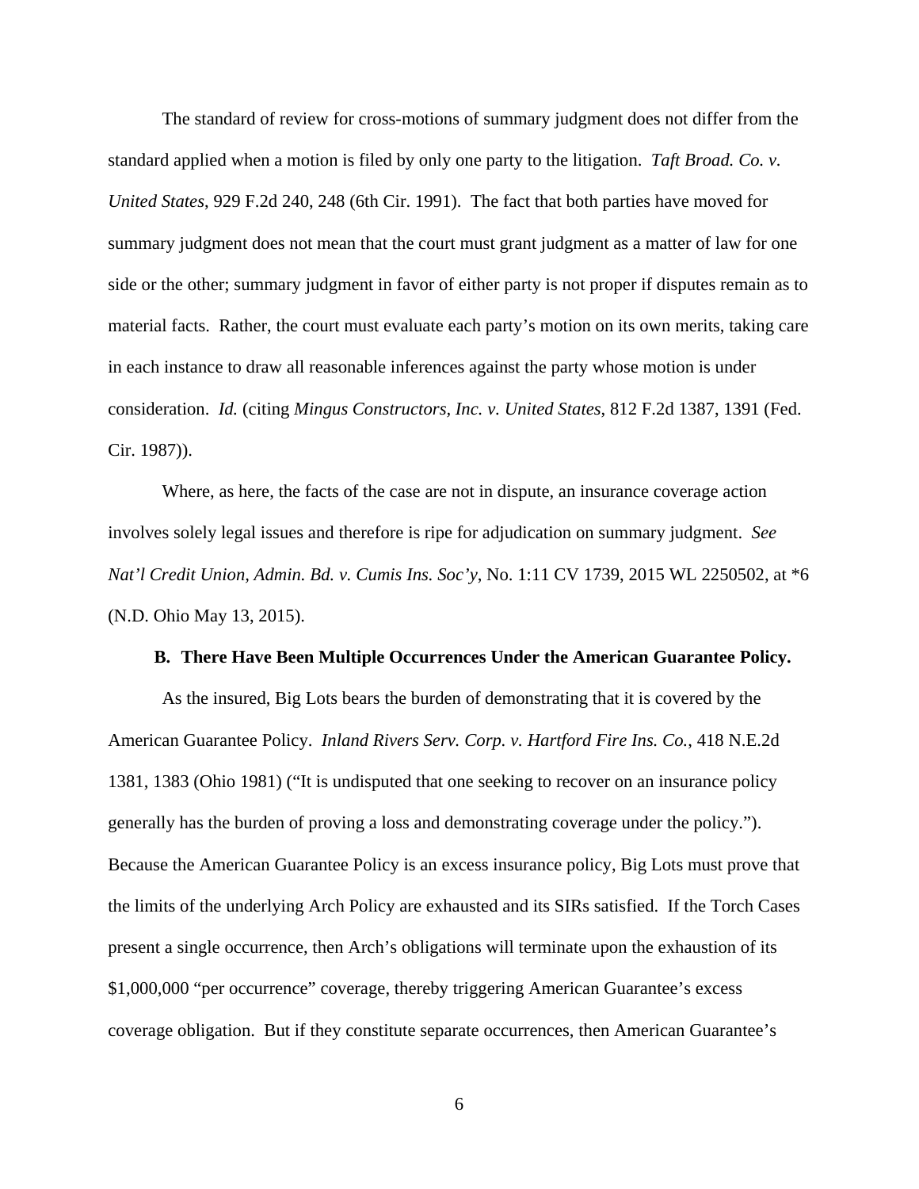The standard of review for cross-motions of summary judgment does not differ from the standard applied when a motion is filed by only one party to the litigation. *Taft Broad. Co. v. United States*, 929 F.2d 240, 248 (6th Cir. 1991). The fact that both parties have moved for summary judgment does not mean that the court must grant judgment as a matter of law for one side or the other; summary judgment in favor of either party is not proper if disputes remain as to material facts. Rather, the court must evaluate each party's motion on its own merits, taking care in each instance to draw all reasonable inferences against the party whose motion is under consideration. *Id.* (citing *Mingus Constructors, Inc. v. United States*, 812 F.2d 1387, 1391 (Fed. Cir. 1987)).

Where, as here, the facts of the case are not in dispute, an insurance coverage action involves solely legal issues and therefore is ripe for adjudication on summary judgment. *See Nat'l Credit Union, Admin. Bd. v. Cumis Ins. Soc'y*, No. 1:11 CV 1739, 2015 WL 2250502, at *6 (N.D. Ohio May 13, 2015).

### B. There Have Been Multiple Occurrences Under the American Guarantee Policy.

As the insured, Big Lots bears the burden of demonstrating that it is covered by the American Guarantee Policy. *Inland Rivers Serv. Corp. v. Hartford Fire Ins. Co.*, 418 N.E.2d 1381, 1383 (Ohio 1981) ("It is undisputed that one seeking to recover on an insurance policy generally has the burden of proving a loss and demonstrating coverage under the policy."). Because the American Guarantee Policy is an excess insurance policy, Big Lots must prove that the limits of the underlying Arch Policy are exhausted and its SIRs satisfied. If the Torch Cases present a single occurrence, then Arch's obligations will terminate upon the exhaustion of its $1,000,000 "per occurrence" coverage, thereby triggering American Guarantee's excess coverage obligation. But if they constitute separate occurrences, then American Guarantee's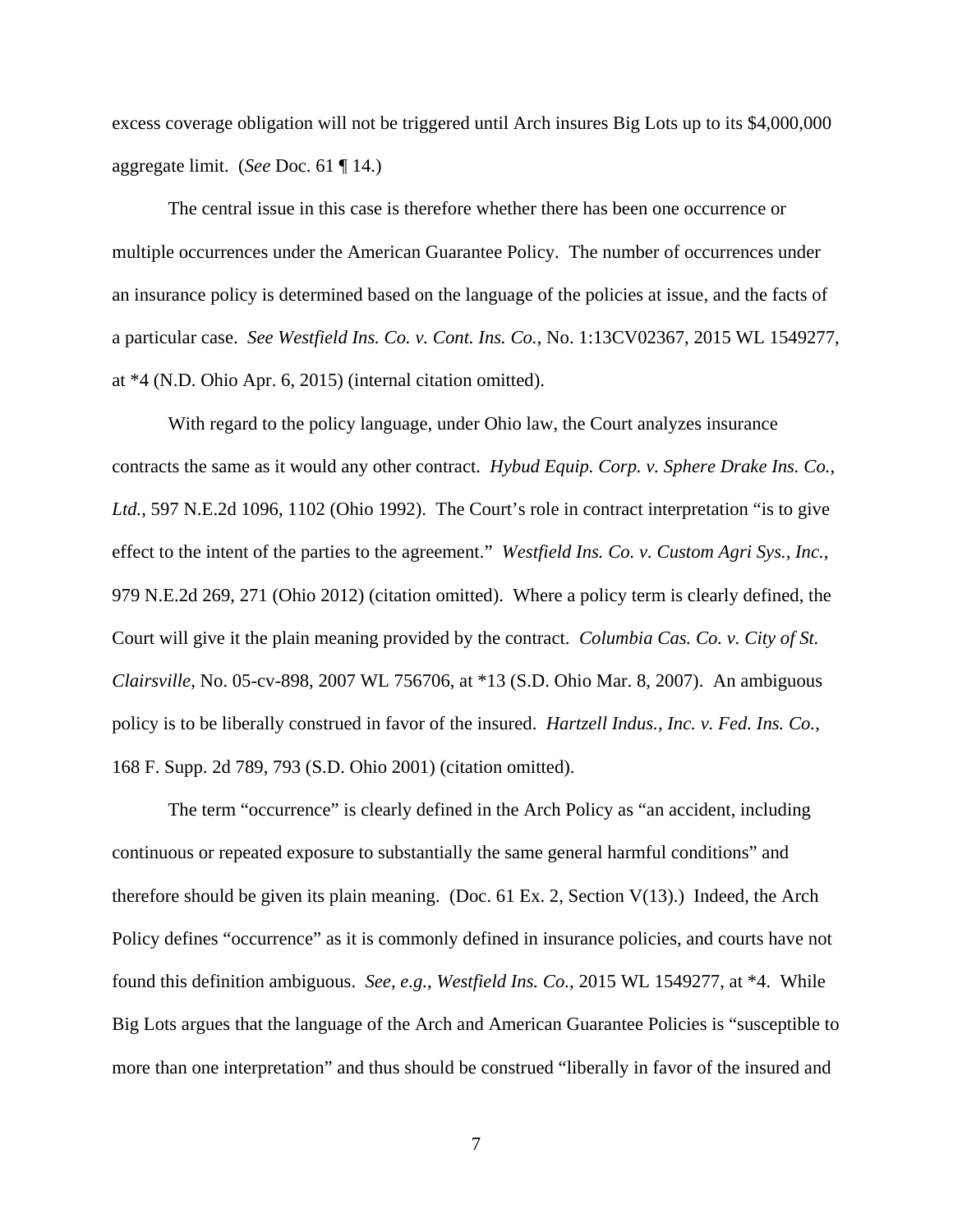excess coverage obligation will not be triggered until Arch insures Big Lots up to its $4,000,000 aggregate limit. (*See* Doc. 61 ¶ 14.)

The central issue in this case is therefore whether there has been one occurrence or multiple occurrences under the American Guarantee Policy. The number of occurrences under an insurance policy is determined based on the language of the policies at issue, and the facts of a particular case. *See Westfield Ins. Co. v. Cont. Ins. Co.*, No. 1:13CV02367, 2015 WL 1549277, at *4 (N.D. Ohio Apr. 6, 2015) (internal citation omitted).

With regard to the policy language, under Ohio law, the Court analyzes insurance contracts the same as it would any other contract. *Hybud Equip. Corp. v. Sphere Drake Ins. Co., Ltd.*, 597 N.E.2d 1096, 1102 (Ohio 1992). The Court's role in contract interpretation "is to give effect to the intent of the parties to the agreement." *Westfield Ins. Co. v. Custom Agri Sys., Inc.*, 979 N.E.2d 269, 271 (Ohio 2012) (citation omitted). Where a policy term is clearly defined, the Court will give it the plain meaning provided by the contract. *Columbia Cas. Co. v. City of St. Clairsville*, No. 05-cv-898, 2007 WL 756706, at *13 (S.D. Ohio Mar. 8, 2007). An ambiguous policy is to be liberally construed in favor of the insured. *Hartzell Indus., Inc. v. Fed. Ins. Co.*, 168 F. Supp. 2d 789, 793 (S.D. Ohio 2001) (citation omitted).

The term "occurrence" is clearly defined in the Arch Policy as "an accident, including continuous or repeated exposure to substantially the same general harmful conditions" and therefore should be given its plain meaning. (Doc. 61 Ex. 2, Section V(13).) Indeed, the Arch Policy defines "occurrence" as it is commonly defined in insurance policies, and courts have not found this definition ambiguous. *See, e.g.*, *Westfield Ins. Co.*, 2015 WL 1549277, at *4. While Big Lots argues that the language of the Arch and American Guarantee Policies is "susceptible to more than one interpretation" and thus should be construed "liberally in favor of the insured and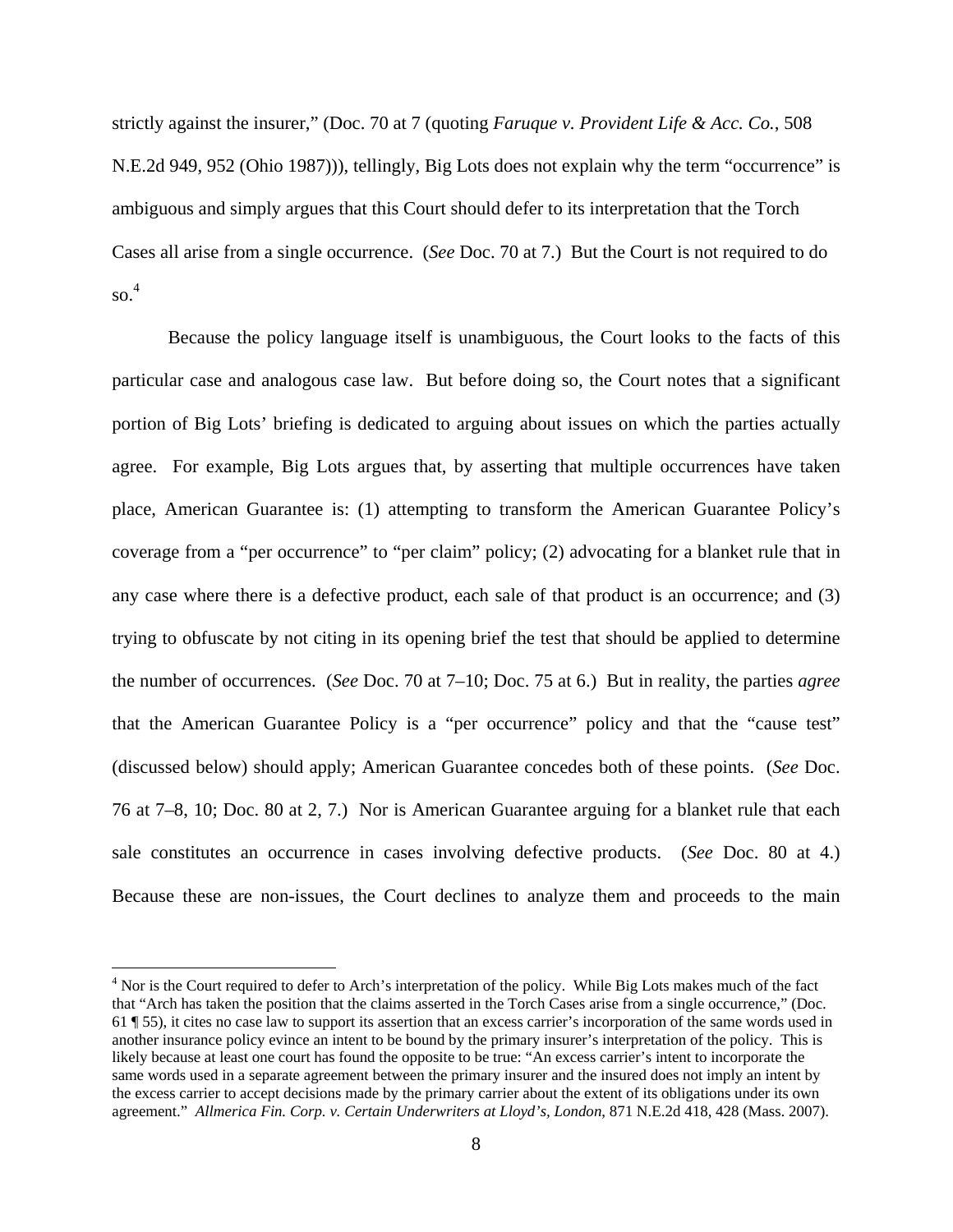strictly against the insurer," (Doc. 70 at 7 (quoting *Faruque v. Provident Life & Acc. Co.*, 508 N.E.2d 949, 952 (Ohio 1987))), tellingly, Big Lots does not explain why the term "occurrence" is ambiguous and simply argues that this Court should defer to its interpretation that the Torch Cases all arise from a single occurrence. (*See* Doc. 70 at 7.) But the Court is not required to do so.[4]

Because the policy language itself is unambiguous, the Court looks to the facts of this particular case and analogous case law. But before doing so, the Court notes that a significant portion of Big Lots' briefing is dedicated to arguing about issues on which the parties actually agree. For example, Big Lots argues that, by asserting that multiple occurrences have taken place, American Guarantee is: (1) attempting to transform the American Guarantee Policy's coverage from a "per occurrence" to "per claim" policy; (2) advocating for a blanket rule that in any case where there is a defective product, each sale of that product is an occurrence; and (3) trying to obfuscate by not citing in its opening brief the test that should be applied to determine the number of occurrences. (*See* Doc. 70 at 7–10; Doc. 75 at 6.) But in reality, the parties *agree* that the American Guarantee Policy is a "per occurrence" policy and that the "cause test" (discussed below) should apply; American Guarantee concedes both of these points. (*See* Doc. 76 at 7–8, 10; Doc. 80 at 2, 7.) Nor is American Guarantee arguing for a blanket rule that each sale constitutes an occurrence in cases involving defective products. (*See* Doc. 80 at 4.) Because these are non-issues, the Court declines to analyze them and proceeds to the main

[4] Nor is the Court required to defer to Arch's interpretation of the policy. While Big Lots makes much of the fact that "Arch has taken the position that the claims asserted in the Torch Cases arise from a single occurrence," (Doc. 61 ¶ 55), it cites no case law to support its assertion that an excess carrier's incorporation of the same words used in another insurance policy evince an intent to be bound by the primary insurer's interpretation of the policy. This is likely because at least one court has found the opposite to be true: "An excess carrier's intent to incorporate the same words used in a separate agreement between the primary insurer and the insured does not imply an intent by the excess carrier to accept decisions made by the primary carrier about the extent of its obligations under its own agreement." *Allmerica Fin. Corp. v. Certain Underwriters at Lloyd's, London*, 871 N.E.2d 418, 428 (Mass. 2007).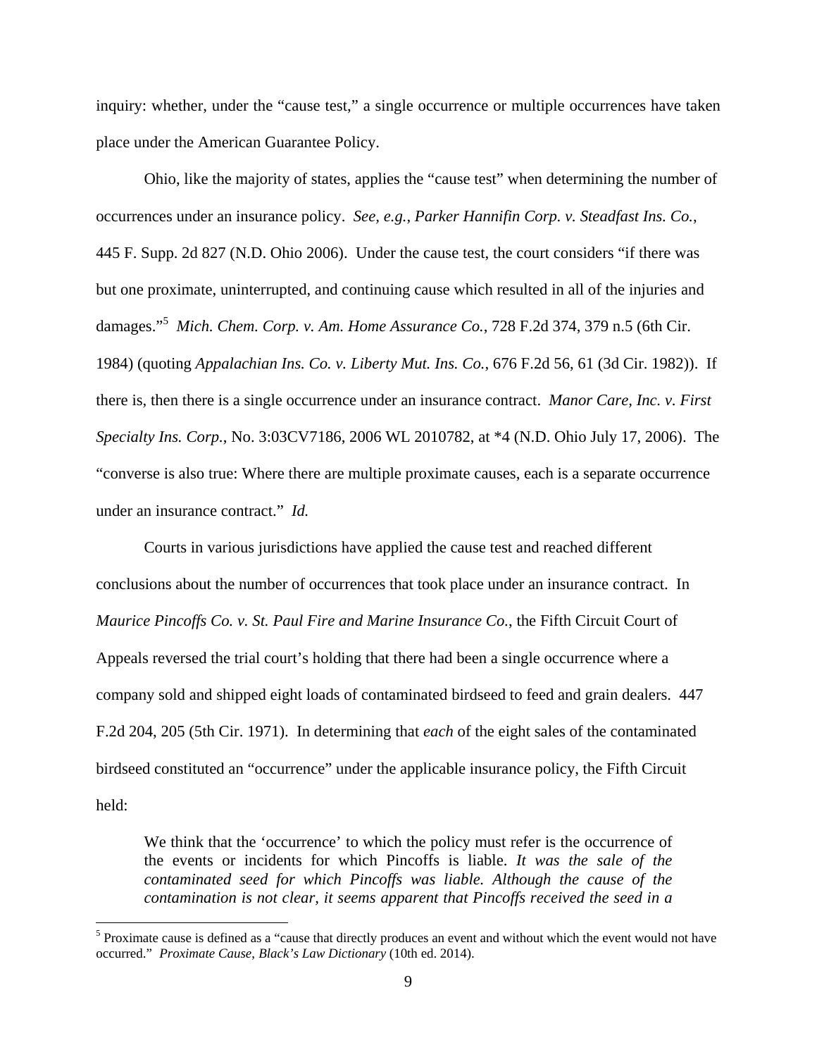inquiry: whether, under the "cause test," a single occurrence or multiple occurrences have taken place under the American Guarantee Policy.

Ohio, like the majority of states, applies the "cause test" when determining the number of occurrences under an insurance policy. *See, e.g.*, *Parker Hannifin Corp. v. Steadfast Ins. Co.*, 445 F. Supp. 2d 827 (N.D. Ohio 2006). Under the cause test, the court considers "if there was but one proximate, uninterrupted, and continuing cause which resulted in all of the injuries and damages."[5] *Mich. Chem. Corp. v. Am. Home Assurance Co.*, 728 F.2d 374, 379 n.5 (6th Cir. 1984) (quoting *Appalachian Ins. Co. v. Liberty Mut. Ins. Co.*, 676 F.2d 56, 61 (3d Cir. 1982)). If there is, then there is a single occurrence under an insurance contract. *Manor Care, Inc. v. First Specialty Ins. Corp.*, No. 3:03CV7186, 2006 WL 2010782, at *4 (N.D. Ohio July 17, 2006). The "converse is also true: Where there are multiple proximate causes, each is a separate occurrence under an insurance contract." *Id.*

Courts in various jurisdictions have applied the cause test and reached different conclusions about the number of occurrences that took place under an insurance contract. In *Maurice Pincoffs Co. v. St. Paul Fire and Marine Insurance Co.*, the Fifth Circuit Court of Appeals reversed the trial court's holding that there had been a single occurrence where a company sold and shipped eight loads of contaminated birdseed to feed and grain dealers. 447 F.2d 204, 205 (5th Cir. 1971). In determining that *each* of the eight sales of the contaminated birdseed constituted an "occurrence" under the applicable insurance policy, the Fifth Circuit held:

> We think that the 'occurrence' to which the policy must refer is the occurrence of the events or incidents for which Pincoffs is liable. *It was the sale of the contaminated seed for which Pincoffs was liable. Although the cause of the contamination is not clear, it seems apparent that Pincoffs received the seed in a*

[5] Proximate cause is defined as a "cause that directly produces an event and without which the event would not have occurred." *Proximate Cause*, *Black's Law Dictionary* (10th ed. 2014).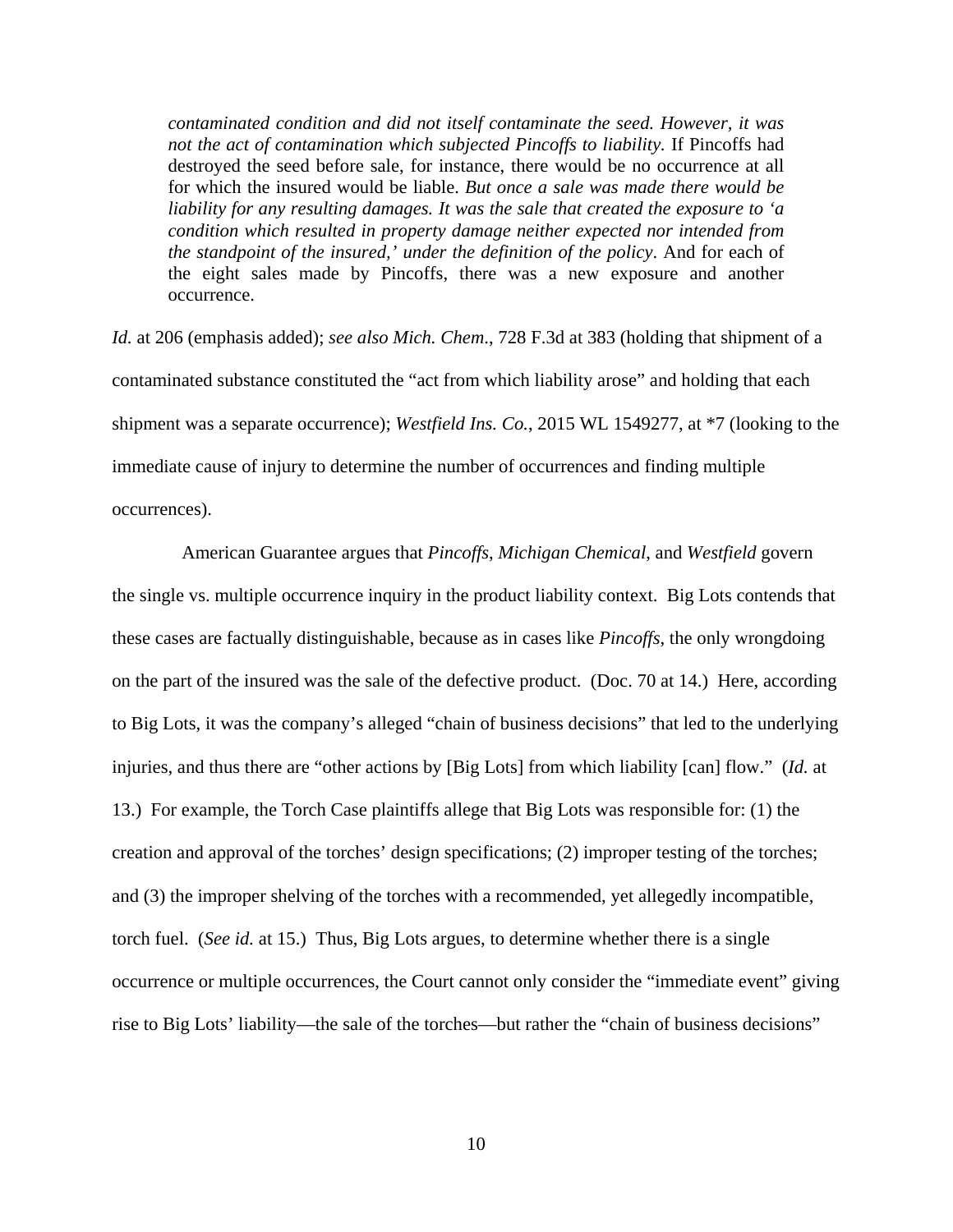> *contaminated condition and did not itself contaminate the seed. However, it was not the act of contamination which subjected Pincoffs to liability.* If Pincoffs had destroyed the seed before sale, for instance, there would be no occurrence at all for which the insured would be liable. *But once a sale was made there would be liability for any resulting damages. It was the sale that created the exposure to 'a condition which resulted in property damage neither expected nor intended from the standpoint of the insured,' under the definition of the policy*. And for each of the eight sales made by Pincoffs, there was a new exposure and another occurrence.

*Id.* at 206 (emphasis added); *see also Mich. Chem.*, 728 F.3d at 383 (holding that shipment of a contaminated substance constituted the "act from which liability arose" and holding that each shipment was a separate occurrence); *Westfield Ins. Co.*, 2015 WL 1549277, at *7 (looking to the immediate cause of injury to determine the number of occurrences and finding multiple occurrences).

American Guarantee argues that *Pincoffs*, *Michigan Chemical*, and *Westfield* govern the single vs. multiple occurrence inquiry in the product liability context. Big Lots contends that these cases are factually distinguishable, because as in cases like *Pincoffs,* the only wrongdoing on the part of the insured was the sale of the defective product. (Doc. 70 at 14.) Here, according to Big Lots, it was the company's alleged "chain of business decisions" that led to the underlying injuries, and thus there are "other actions by [Big Lots] from which liability [can] flow." (*Id.* at 13.) For example, the Torch Case plaintiffs allege that Big Lots was responsible for: (1) the creation and approval of the torches' design specifications; (2) improper testing of the torches; and (3) the improper shelving of the torches with a recommended, yet allegedly incompatible, torch fuel. (*See id.* at 15.) Thus, Big Lots argues, to determine whether there is a single occurrence or multiple occurrences, the Court cannot only consider the "immediate event" giving rise to Big Lots' liability—the sale of the torches—but rather the "chain of business decisions"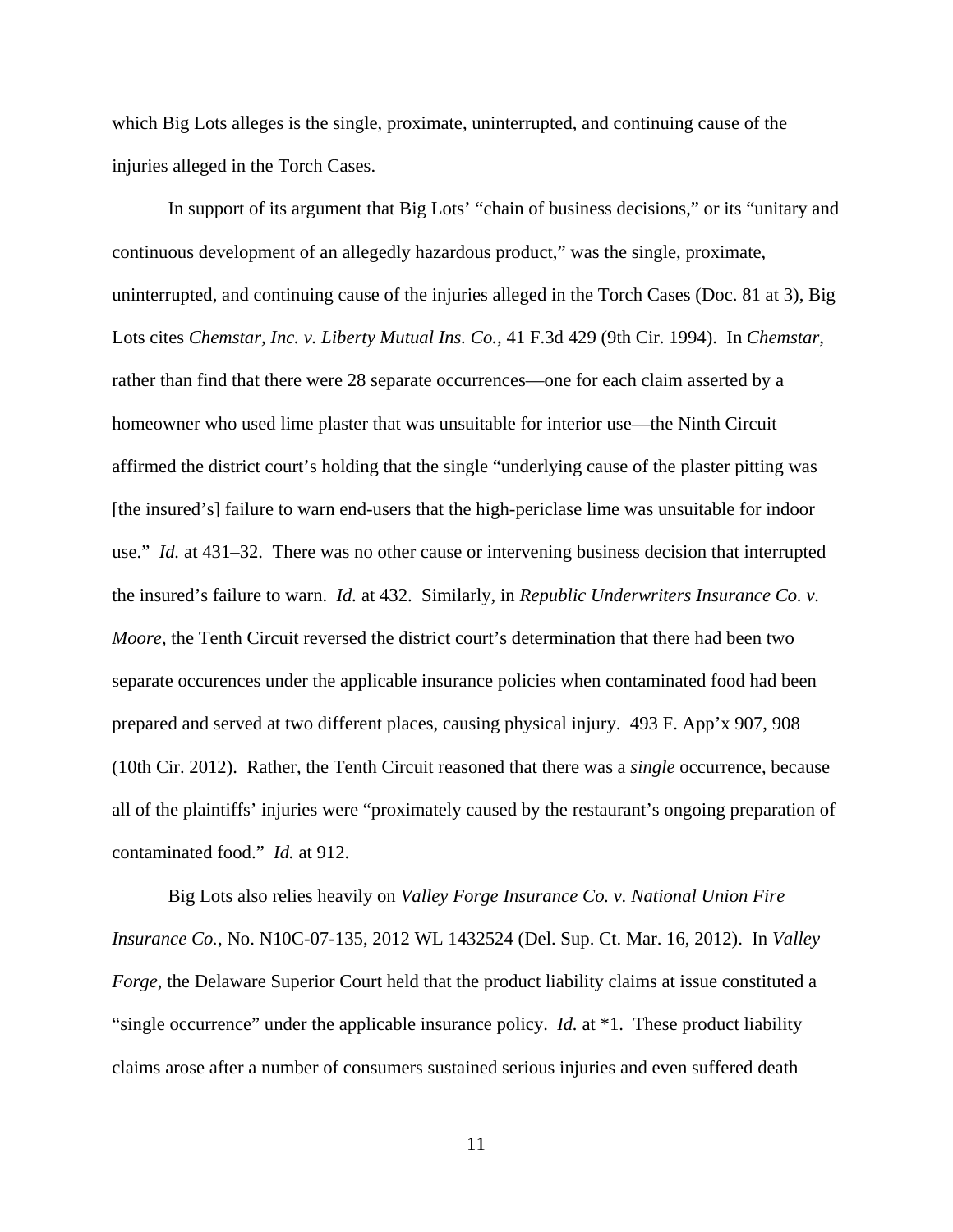which Big Lots alleges is the single, proximate, uninterrupted, and continuing cause of the injuries alleged in the Torch Cases.

In support of its argument that Big Lots' "chain of business decisions," or its "unitary and continuous development of an allegedly hazardous product," was the single, proximate, uninterrupted, and continuing cause of the injuries alleged in the Torch Cases (Doc. 81 at 3), Big Lots cites *Chemstar, Inc. v. Liberty Mutual Ins. Co.*, 41 F.3d 429 (9th Cir. 1994). In *Chemstar*, rather than find that there were 28 separate occurrences—one for each claim asserted by a homeowner who used lime plaster that was unsuitable for interior use—the Ninth Circuit affirmed the district court's holding that the single "underlying cause of the plaster pitting was [the insured's] failure to warn end-users that the high-periclase lime was unsuitable for indoor use." *Id.* at 431–32. There was no other cause or intervening business decision that interrupted the insured's failure to warn. *Id.* at 432. Similarly, in *Republic Underwriters Insurance Co. v. Moore*, the Tenth Circuit reversed the district court's determination that there had been two separate occurences under the applicable insurance policies when contaminated food had been prepared and served at two different places, causing physical injury. 493 F. App'x 907, 908 (10th Cir. 2012). Rather, the Tenth Circuit reasoned that there was a *single* occurrence, because all of the plaintiffs' injuries were "proximately caused by the restaurant's ongoing preparation of contaminated food." *Id.* at 912.

Big Lots also relies heavily on *Valley Forge Insurance Co. v. National Union Fire Insurance Co.*, No. N10C-07-135, 2012 WL 1432524 (Del. Sup. Ct. Mar. 16, 2012). In *Valley Forge*, the Delaware Superior Court held that the product liability claims at issue constituted a "single occurrence" under the applicable insurance policy. *Id.* at *1. These product liability claims arose after a number of consumers sustained serious injuries and even suffered death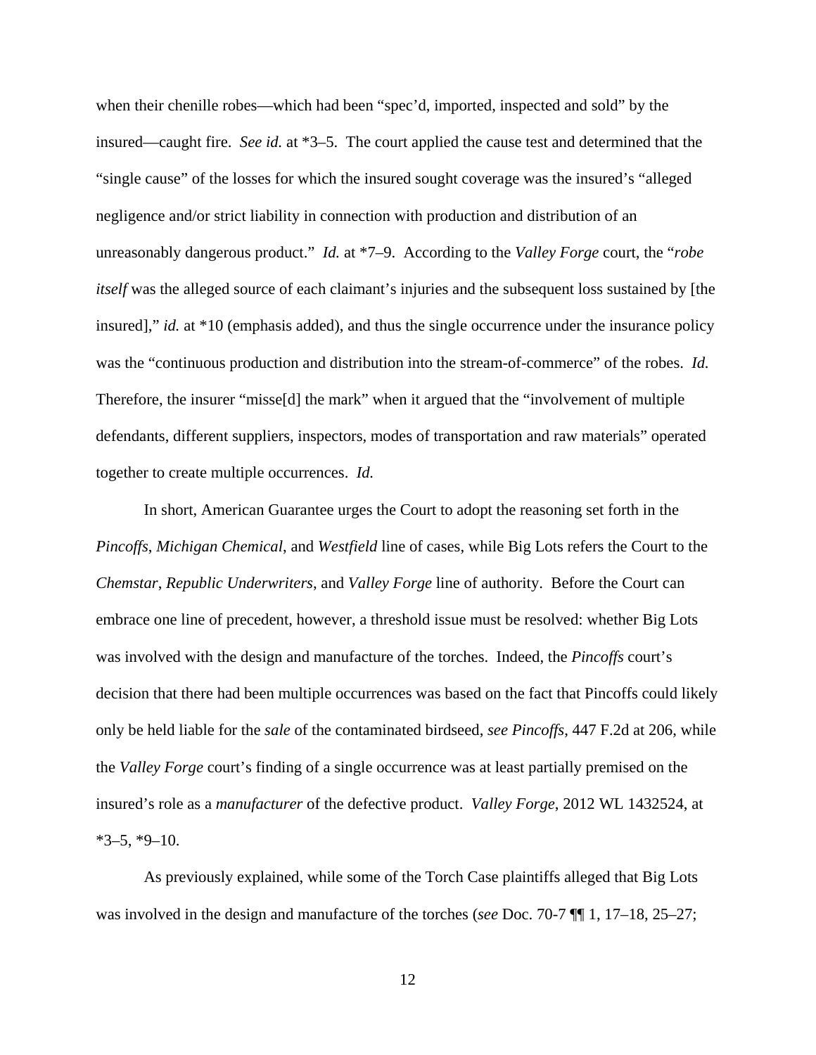when their chenille robes—which had been "spec'd, imported, inspected and sold" by the insured—caught fire. *See id.* at *3–5. The court applied the cause test and determined that the "single cause" of the losses for which the insured sought coverage was the insured's "alleged negligence and/or strict liability in connection with production and distribution of an unreasonably dangerous product." *Id.* at *7–9. According to the *Valley Forge* court, the "*robe itself* was the alleged source of each claimant's injuries and the subsequent loss sustained by [the insured]," *id.* at *10 (emphasis added), and thus the single occurrence under the insurance policy was the "continuous production and distribution into the stream-of-commerce" of the robes. *Id.* Therefore, the insurer "misse[d] the mark" when it argued that the "involvement of multiple defendants, different suppliers, inspectors, modes of transportation and raw materials" operated together to create multiple occurrences. *Id.*

In short, American Guarantee urges the Court to adopt the reasoning set forth in the *Pincoffs*, *Michigan Chemical*, and *Westfield* line of cases, while Big Lots refers the Court to the *Chemstar*, *Republic Underwriters*, and *Valley Forge* line of authority. Before the Court can embrace one line of precedent, however, a threshold issue must be resolved: whether Big Lots was involved with the design and manufacture of the torches. Indeed, the *Pincoffs* court's decision that there had been multiple occurrences was based on the fact that Pincoffs could likely only be held liable for the *sale* of the contaminated birdseed, *see Pincoffs*, 447 F.2d at 206, while the *Valley Forge* court's finding of a single occurrence was at least partially premised on the insured's role as a *manufacturer* of the defective product. *Valley Forge*, 2012 WL 1432524, at *3–5, *9–10.

As previously explained, while some of the Torch Case plaintiffs alleged that Big Lots was involved in the design and manufacture of the torches (*see* Doc. 70-7 ¶¶ 1, 17–18, 25–27;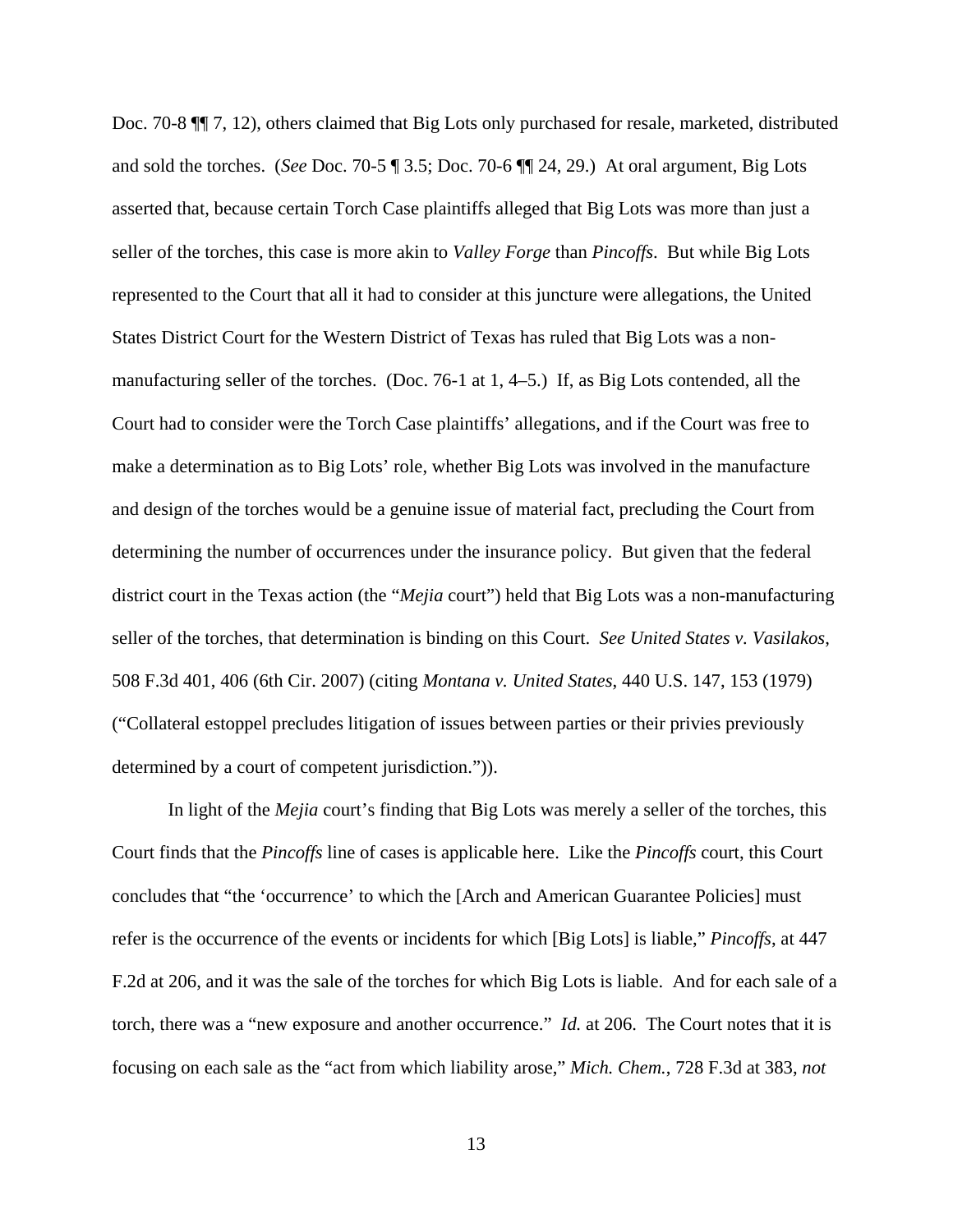Doc. 70-8 ¶¶ 7, 12), others claimed that Big Lots only purchased for resale, marketed, distributed and sold the torches. (*See* Doc. 70-5 ¶ 3.5; Doc. 70-6 ¶¶ 24, 29.) At oral argument, Big Lots asserted that, because certain Torch Case plaintiffs alleged that Big Lots was more than just a seller of the torches, this case is more akin to *Valley Forge* than *Pincoffs*. But while Big Lots represented to the Court that all it had to consider at this juncture were allegations, the United States District Court for the Western District of Texas has ruled that Big Lots was a non-manufacturing seller of the torches. (Doc. 76-1 at 1, 4–5.) If, as Big Lots contended, all the Court had to consider were the Torch Case plaintiffs' allegations, and if the Court was free to make a determination as to Big Lots' role, whether Big Lots was involved in the manufacture and design of the torches would be a genuine issue of material fact, precluding the Court from determining the number of occurrences under the insurance policy. But given that the federal district court in the Texas action (the "*Mejia* court") held that Big Lots was a non-manufacturing seller of the torches, that determination is binding on this Court. *See United States v. Vasilakos*, 508 F.3d 401, 406 (6th Cir. 2007) (citing *Montana v. United States*, 440 U.S. 147, 153 (1979) ("Collateral estoppel precludes litigation of issues between parties or their privies previously determined by a court of competent jurisdiction.")).

In light of the *Mejia* court's finding that Big Lots was merely a seller of the torches, this Court finds that the *Pincoffs* line of cases is applicable here. Like the *Pincoffs* court, this Court concludes that "the 'occurrence' to which the [Arch and American Guarantee Policies] must refer is the occurrence of the events or incidents for which [Big Lots] is liable," *Pincoffs*, at 447 F.2d at 206, and it was the sale of the torches for which Big Lots is liable. And for each sale of a torch, there was a "new exposure and another occurrence." *Id.* at 206. The Court notes that it is focusing on each sale as the "act from which liability arose," *Mich. Chem.*, 728 F.3d at 383, *not*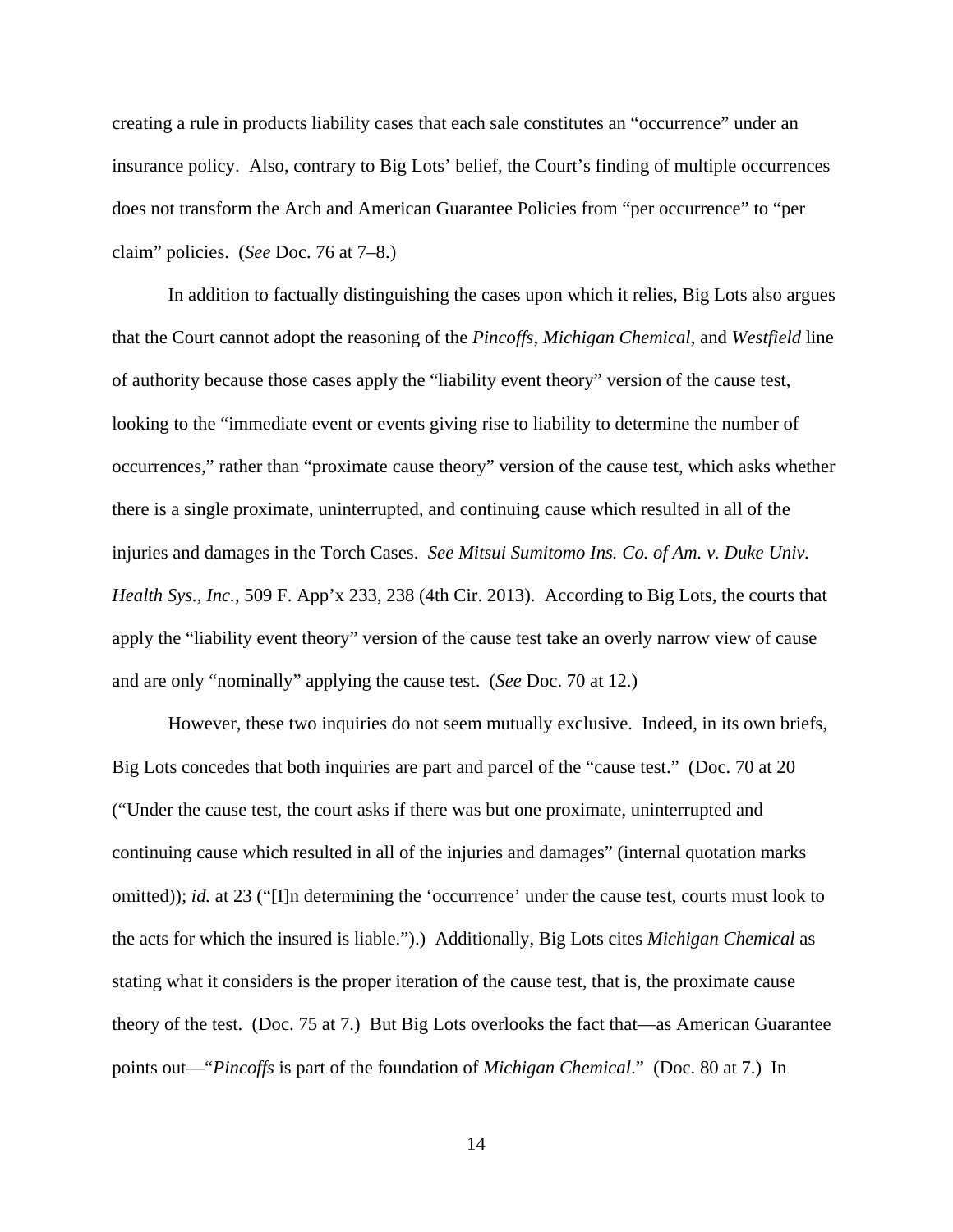creating a rule in products liability cases that each sale constitutes an "occurrence" under an insurance policy. Also, contrary to Big Lots' belief, the Court's finding of multiple occurrences does not transform the Arch and American Guarantee Policies from "per occurrence" to "per claim" policies. (*See* Doc. 76 at 7–8.)

In addition to factually distinguishing the cases upon which it relies, Big Lots also argues that the Court cannot adopt the reasoning of the *Pincoffs*, *Michigan Chemical*, and *Westfield* line of authority because those cases apply the "liability event theory" version of the cause test, looking to the "immediate event or events giving rise to liability to determine the number of occurrences," rather than "proximate cause theory" version of the cause test, which asks whether there is a single proximate, uninterrupted, and continuing cause which resulted in all of the injuries and damages in the Torch Cases. *See Mitsui Sumitomo Ins. Co. of Am. v. Duke Univ. Health Sys., Inc.*, 509 F. App'x 233, 238 (4th Cir. 2013). According to Big Lots, the courts that apply the "liability event theory" version of the cause test take an overly narrow view of cause and are only "nominally" applying the cause test. (*See* Doc. 70 at 12.)

However, these two inquiries do not seem mutually exclusive. Indeed, in its own briefs, Big Lots concedes that both inquiries are part and parcel of the "cause test." (Doc. 70 at 20 ("Under the cause test, the court asks if there was but one proximate, uninterrupted and continuing cause which resulted in all of the injuries and damages" (internal quotation marks omitted)); *id.* at 23 ("[I]n determining the 'occurrence' under the cause test, courts must look to the acts for which the insured is liable.").) Additionally, Big Lots cites *Michigan Chemical* as stating what it considers is the proper iteration of the cause test, that is, the proximate cause theory of the test. (Doc. 75 at 7.) But Big Lots overlooks the fact that—as American Guarantee points out—"*Pincoffs* is part of the foundation of *Michigan Chemical*." (Doc. 80 at 7.) In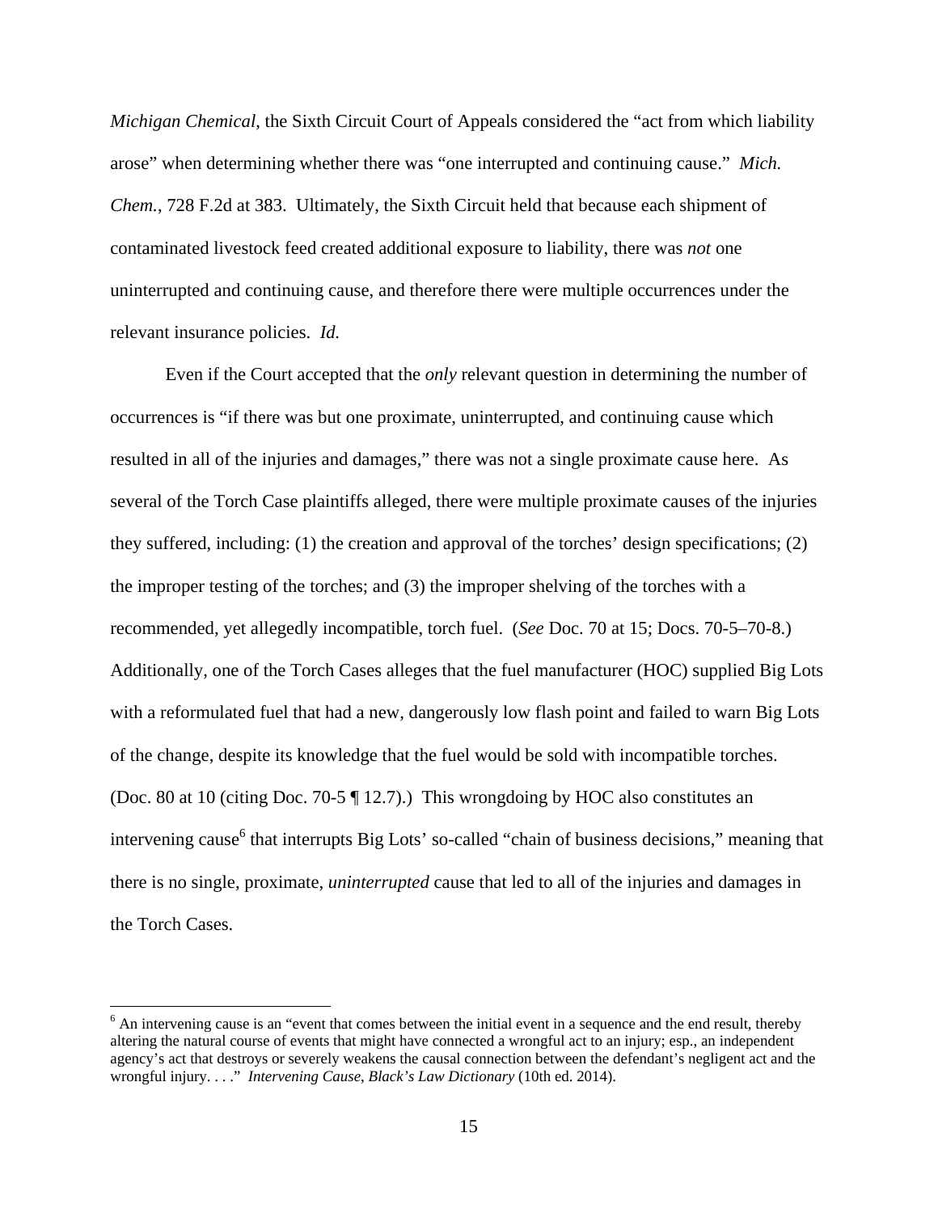*Michigan Chemical*, the Sixth Circuit Court of Appeals considered the "act from which liability arose" when determining whether there was "one interrupted and continuing cause." *Mich. Chem.*, 728 F.2d at 383. Ultimately, the Sixth Circuit held that because each shipment of contaminated livestock feed created additional exposure to liability, there was *not* one uninterrupted and continuing cause, and therefore there were multiple occurrences under the relevant insurance policies. *Id.*

Even if the Court accepted that the *only* relevant question in determining the number of occurrences is "if there was but one proximate, uninterrupted, and continuing cause which resulted in all of the injuries and damages," there was not a single proximate cause here. As several of the Torch Case plaintiffs alleged, there were multiple proximate causes of the injuries they suffered, including: (1) the creation and approval of the torches' design specifications; (2) the improper testing of the torches; and (3) the improper shelving of the torches with a recommended, yet allegedly incompatible, torch fuel. (*See* Doc. 70 at 15; Docs. 70-5–70-8.) Additionally, one of the Torch Cases alleges that the fuel manufacturer (HOC) supplied Big Lots with a reformulated fuel that had a new, dangerously low flash point and failed to warn Big Lots of the change, despite its knowledge that the fuel would be sold with incompatible torches. (Doc. 80 at 10 (citing Doc. 70-5 ¶ 12.7).) This wrongdoing by HOC also constitutes an intervening cause[6] that interrupts Big Lots' so-called "chain of business decisions," meaning that there is no single, proximate, *uninterrupted* cause that led to all of the injuries and damages in the Torch Cases.

[6] An intervening cause is an "event that comes between the initial event in a sequence and the end result, thereby altering the natural course of events that might have connected a wrongful act to an injury; esp., an independent agency's act that destroys or severely weakens the causal connection between the defendant's negligent act and the wrongful injury. . . ." *Intervening Cause*, *Black's Law Dictionary* (10th ed. 2014).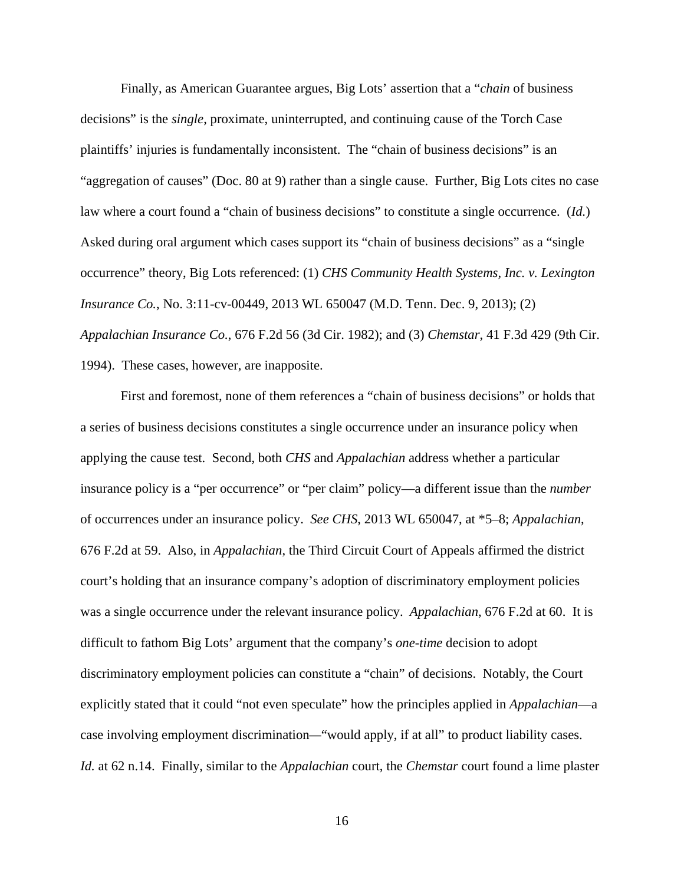Finally, as American Guarantee argues, Big Lots' assertion that a "*chain* of business decisions" is the *single*, proximate, uninterrupted, and continuing cause of the Torch Case plaintiffs' injuries is fundamentally inconsistent. The "chain of business decisions" is an "aggregation of causes" (Doc. 80 at 9) rather than a single cause. Further, Big Lots cites no case law where a court found a "chain of business decisions" to constitute a single occurrence. (*Id.*) Asked during oral argument which cases support its "chain of business decisions" as a "single occurrence" theory, Big Lots referenced: (1) *CHS Community Health Systems, Inc. v. Lexington Insurance Co.*, No. 3:11-cv-00449, 2013 WL 650047 (M.D. Tenn. Dec. 9, 2013); (2) *Appalachian Insurance Co.*, 676 F.2d 56 (3d Cir. 1982); and (3) *Chemstar*, 41 F.3d 429 (9th Cir. 1994). These cases, however, are inapposite.

First and foremost, none of them references a "chain of business decisions" or holds that a series of business decisions constitutes a single occurrence under an insurance policy when applying the cause test. Second, both *CHS* and *Appalachian* address whether a particular insurance policy is a "per occurrence" or "per claim" policy—a different issue than the *number* of occurrences under an insurance policy. *See CHS*, 2013 WL 650047, at *5–8; *Appalachian*, 676 F.2d at 59. Also, in *Appalachian*, the Third Circuit Court of Appeals affirmed the district court's holding that an insurance company's adoption of discriminatory employment policies was a single occurrence under the relevant insurance policy. *Appalachian*, 676 F.2d at 60. It is difficult to fathom Big Lots' argument that the company's *one-time* decision to adopt discriminatory employment policies can constitute a "chain" of decisions. Notably, the Court explicitly stated that it could "not even speculate" how the principles applied in *Appalachian*—a case involving employment discrimination—"would apply, if at all" to product liability cases. *Id.* at 62 n.14. Finally, similar to the *Appalachian* court, the *Chemstar* court found a lime plaster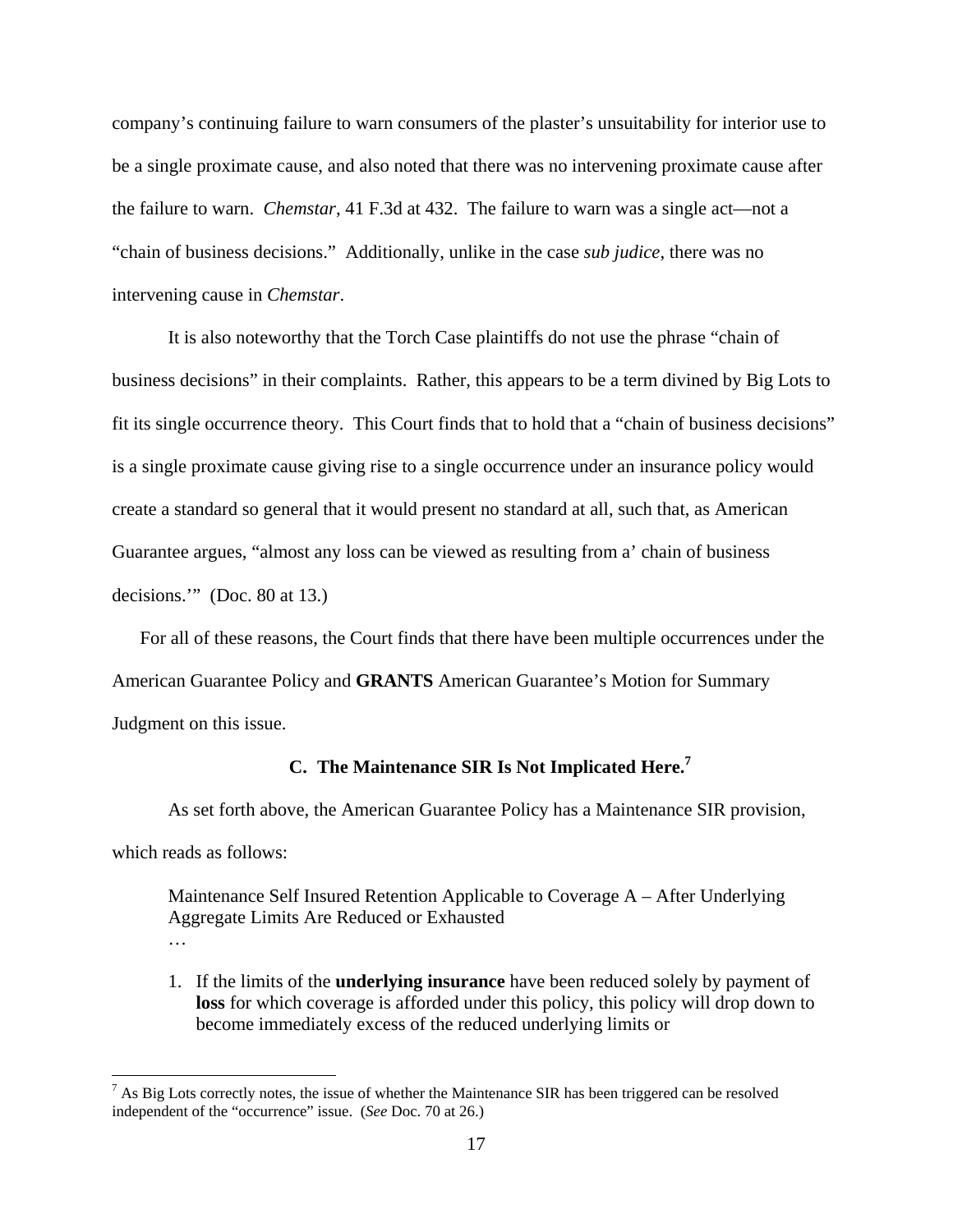company's continuing failure to warn consumers of the plaster's unsuitability for interior use to be a single proximate cause, and also noted that there was no intervening proximate cause after the failure to warn. *Chemstar*, 41 F.3d at 432. The failure to warn was a single act—not a "chain of business decisions." Additionally, unlike in the case *sub judice*, there was no intervening cause in *Chemstar*.

It is also noteworthy that the Torch Case plaintiffs do not use the phrase "chain of business decisions" in their complaints. Rather, this appears to be a term divined by Big Lots to fit its single occurrence theory. This Court finds that to hold that a "chain of business decisions" is a single proximate cause giving rise to a single occurrence under an insurance policy would create a standard so general that it would present no standard at all, such that, as American Guarantee argues, "almost any loss can be viewed as resulting from a' chain of business decisions.'" (Doc. 80 at 13.)

For all of these reasons, the Court finds that there have been multiple occurrences under the American Guarantee Policy and **GRANTS** American Guarantee's Motion for Summary Judgment on this issue.

### C. The Maintenance SIR Is Not Implicated Here.[7]

As set forth above, the American Guarantee Policy has a Maintenance SIR provision, which reads as follows:

> Maintenance Self Insured Retention Applicable to Coverage A – After Underlying Aggregate Limits Are Reduced or Exhausted
>
> …
>
> 1. If the limits of the **underlying insurance** have been reduced solely by payment of **loss** for which coverage is afforded under this policy, this policy will drop down to become immediately excess of the reduced underlying limits or

[7] As Big Lots correctly notes, the issue of whether the Maintenance SIR has been triggered can be resolved independent of the "occurrence" issue. (*See* Doc. 70 at 26.)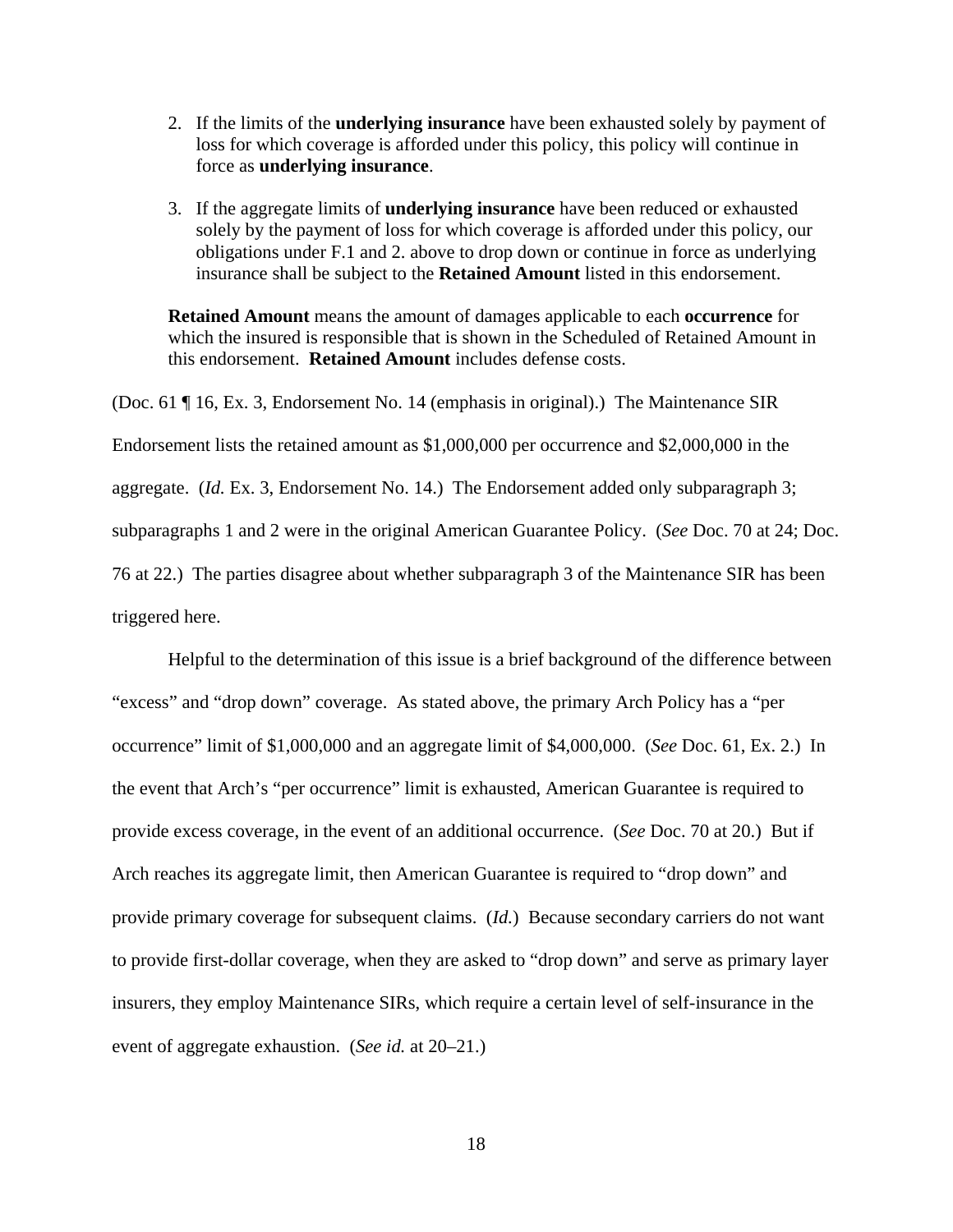2. If the limits of the **underlying insurance** have been exhausted solely by payment of loss for which coverage is afforded under this policy, this policy will continue in force as **underlying insurance**.

3. If the aggregate limits of **underlying insurance** have been reduced or exhausted solely by the payment of loss for which coverage is afforded under this policy, our obligations under F.1 and 2. above to drop down or continue in force as underlying insurance shall be subject to the **Retained Amount** listed in this endorsement.

**Retained Amount** means the amount of damages applicable to each **occurrence** for which the insured is responsible that is shown in the Scheduled of Retained Amount in this endorsement. **Retained Amount** includes defense costs.

(Doc. 61 ¶ 16, Ex. 3, Endorsement No. 14 (emphasis in original).) The Maintenance SIR Endorsement lists the retained amount as $1,000,000 per occurrence and $2,000,000 in the aggregate. (*Id.* Ex. 3, Endorsement No. 14.) The Endorsement added only subparagraph 3; subparagraphs 1 and 2 were in the original American Guarantee Policy. (*See* Doc. 70 at 24; Doc. 76 at 22.) The parties disagree about whether subparagraph 3 of the Maintenance SIR has been triggered here.

Helpful to the determination of this issue is a brief background of the difference between "excess" and "drop down" coverage. As stated above, the primary Arch Policy has a "per occurrence" limit of $1,000,000 and an aggregate limit of $4,000,000. (*See* Doc. 61, Ex. 2.) In the event that Arch's "per occurrence" limit is exhausted, American Guarantee is required to provide excess coverage, in the event of an additional occurrence. (*See* Doc. 70 at 20.) But if Arch reaches its aggregate limit, then American Guarantee is required to "drop down" and provide primary coverage for subsequent claims. (*Id.*) Because secondary carriers do not want to provide first-dollar coverage, when they are asked to "drop down" and serve as primary layer insurers, they employ Maintenance SIRs, which require a certain level of self-insurance in the event of aggregate exhaustion. (*See id.* at 20–21.)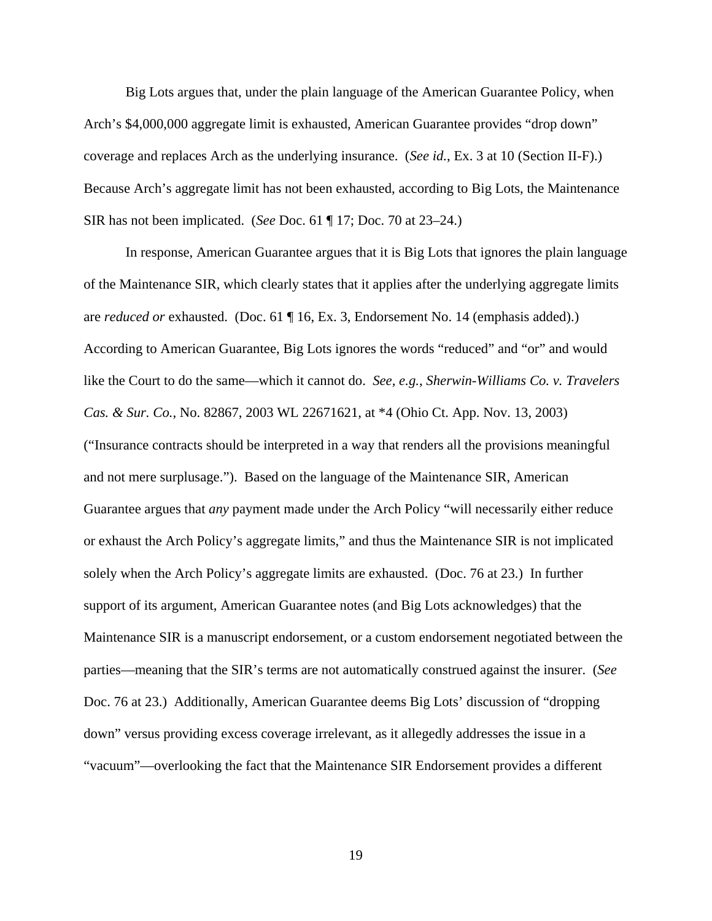Big Lots argues that, under the plain language of the American Guarantee Policy, when Arch's $4,000,000 aggregate limit is exhausted, American Guarantee provides "drop down" coverage and replaces Arch as the underlying insurance. (*See id.*, Ex. 3 at 10 (Section II-F).) Because Arch's aggregate limit has not been exhausted, according to Big Lots, the Maintenance SIR has not been implicated. (*See* Doc. 61 ¶ 17; Doc. 70 at 23–24.)

In response, American Guarantee argues that it is Big Lots that ignores the plain language of the Maintenance SIR, which clearly states that it applies after the underlying aggregate limits are *reduced or* exhausted. (Doc. 61 ¶ 16, Ex. 3, Endorsement No. 14 (emphasis added).) According to American Guarantee, Big Lots ignores the words "reduced" and "or" and would like the Court to do the same—which it cannot do. *See, e.g.*, *Sherwin-Williams Co. v. Travelers Cas. & Sur. Co.*, No. 82867, 2003 WL 22671621, at *4 (Ohio Ct. App. Nov. 13, 2003) ("Insurance contracts should be interpreted in a way that renders all the provisions meaningful and not mere surplusage."). Based on the language of the Maintenance SIR, American Guarantee argues that *any* payment made under the Arch Policy "will necessarily either reduce or exhaust the Arch Policy's aggregate limits," and thus the Maintenance SIR is not implicated solely when the Arch Policy's aggregate limits are exhausted. (Doc. 76 at 23.) In further support of its argument, American Guarantee notes (and Big Lots acknowledges) that the Maintenance SIR is a manuscript endorsement, or a custom endorsement negotiated between the parties—meaning that the SIR's terms are not automatically construed against the insurer. (*See* Doc. 76 at 23.) Additionally, American Guarantee deems Big Lots' discussion of "dropping down" versus providing excess coverage irrelevant, as it allegedly addresses the issue in a "vacuum"—overlooking the fact that the Maintenance SIR Endorsement provides a different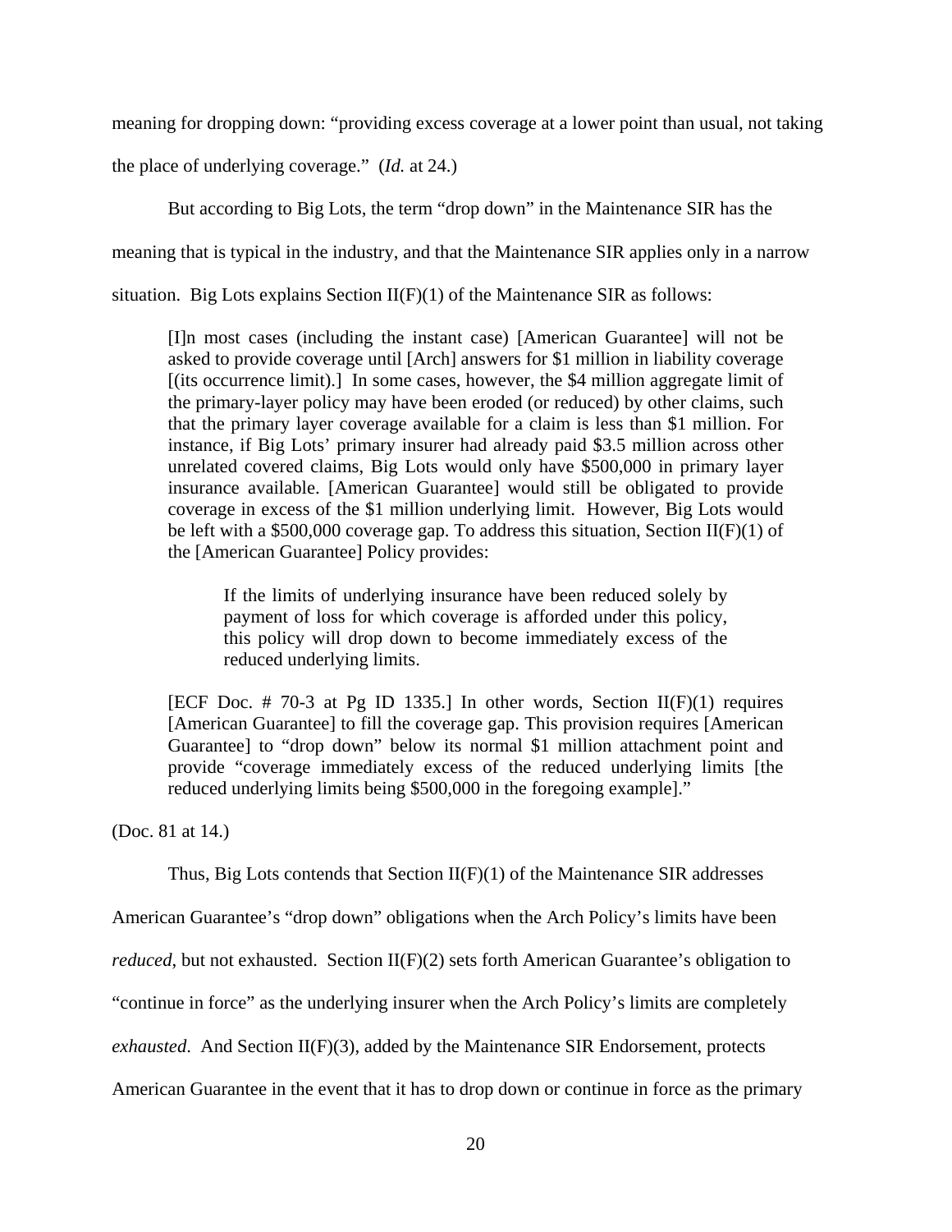meaning for dropping down: "providing excess coverage at a lower point than usual, not taking the place of underlying coverage." (*Id.* at 24.)

But according to Big Lots, the term "drop down" in the Maintenance SIR has the meaning that is typical in the industry, and that the Maintenance SIR applies only in a narrow situation. Big Lots explains Section II(F)(1) of the Maintenance SIR as follows:

> [I]n most cases (including the instant case) [American Guarantee] will not be asked to provide coverage until [Arch] answers for $1 million in liability coverage [(its occurrence limit).] In some cases, however, the $4 million aggregate limit of the primary-layer policy may have been eroded (or reduced) by other claims, such that the primary layer coverage available for a claim is less than $1 million. For instance, if Big Lots' primary insurer had already paid $3.5 million across other unrelated covered claims, Big Lots would only have $500,000 in primary layer insurance available. [American Guarantee] would still be obligated to provide coverage in excess of the $1 million underlying limit. However, Big Lots would be left with a $500,000 coverage gap. To address this situation, Section II(F)(1) of the [American Guarantee] Policy provides:
>
> > If the limits of underlying insurance have been reduced solely by payment of loss for which coverage is afforded under this policy, this policy will drop down to become immediately excess of the reduced underlying limits.
>
> [ECF Doc. # 70-3 at Pg ID 1335.] In other words, Section II(F)(1) requires [American Guarantee] to fill the coverage gap. This provision requires [American Guarantee] to "drop down" below its normal $1 million attachment point and provide "coverage immediately excess of the reduced underlying limits [the reduced underlying limits being $500,000 in the foregoing example]."

(Doc. 81 at 14.)

Thus, Big Lots contends that Section II(F)(1) of the Maintenance SIR addresses American Guarantee's "drop down" obligations when the Arch Policy's limits have been *reduced*, but not exhausted. Section II(F)(2) sets forth American Guarantee's obligation to "continue in force" as the underlying insurer when the Arch Policy's limits are completely *exhausted*. And Section II(F)(3), added by the Maintenance SIR Endorsement, protects American Guarantee in the event that it has to drop down or continue in force as the primary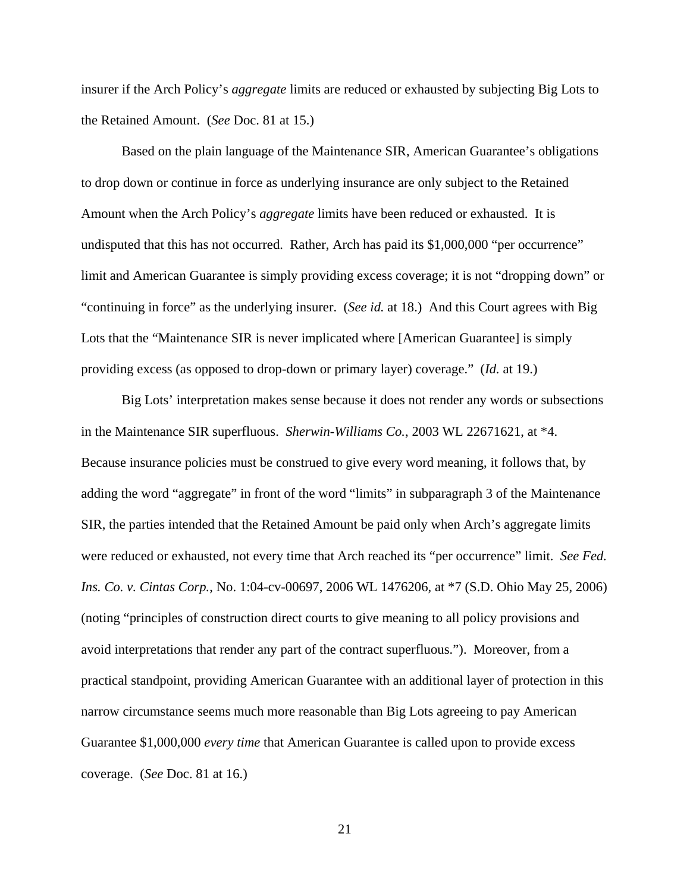insurer if the Arch Policy's *aggregate* limits are reduced or exhausted by subjecting Big Lots to the Retained Amount. (*See* Doc. 81 at 15.)

Based on the plain language of the Maintenance SIR, American Guarantee's obligations to drop down or continue in force as underlying insurance are only subject to the Retained Amount when the Arch Policy's *aggregate* limits have been reduced or exhausted. It is undisputed that this has not occurred. Rather, Arch has paid its $1,000,000 "per occurrence" limit and American Guarantee is simply providing excess coverage; it is not "dropping down" or "continuing in force" as the underlying insurer. (*See id.* at 18.) And this Court agrees with Big Lots that the "Maintenance SIR is never implicated where [American Guarantee] is simply providing excess (as opposed to drop-down or primary layer) coverage." (*Id.* at 19.)

Big Lots' interpretation makes sense because it does not render any words or subsections in the Maintenance SIR superfluous. *Sherwin-Williams Co.*, 2003 WL 22671621, at *4. Because insurance policies must be construed to give every word meaning, it follows that, by adding the word "aggregate" in front of the word "limits" in subparagraph 3 of the Maintenance SIR, the parties intended that the Retained Amount be paid only when Arch's aggregate limits were reduced or exhausted, not every time that Arch reached its "per occurrence" limit. *See Fed. Ins. Co. v. Cintas Corp.*, No. 1:04-cv-00697, 2006 WL 1476206, at *7 (S.D. Ohio May 25, 2006) (noting "principles of construction direct courts to give meaning to all policy provisions and avoid interpretations that render any part of the contract superfluous."). Moreover, from a practical standpoint, providing American Guarantee with an additional layer of protection in this narrow circumstance seems much more reasonable than Big Lots agreeing to pay American Guarantee $1,000,000 *every time* that American Guarantee is called upon to provide excess coverage. (*See* Doc. 81 at 16.)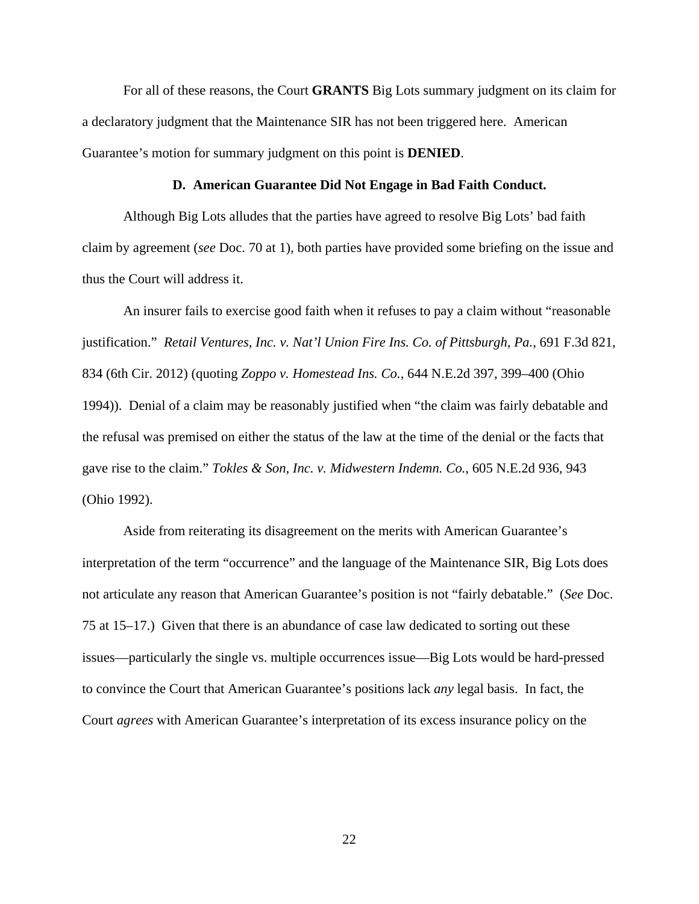For all of these reasons, the Court **GRANTS** Big Lots summary judgment on its claim for a declaratory judgment that the Maintenance SIR has not been triggered here. American Guarantee's motion for summary judgment on this point is **DENIED**.

### D. American Guarantee Did Not Engage in Bad Faith Conduct.

Although Big Lots alludes that the parties have agreed to resolve Big Lots' bad faith claim by agreement (*see* Doc. 70 at 1), both parties have provided some briefing on the issue and thus the Court will address it.

An insurer fails to exercise good faith when it refuses to pay a claim without "reasonable justification." *Retail Ventures, Inc. v. Nat'l Union Fire Ins. Co. of Pittsburgh, Pa.*, 691 F.3d 821, 834 (6th Cir. 2012) (quoting *Zoppo v. Homestead Ins. Co.*, 644 N.E.2d 397, 399–400 (Ohio 1994)). Denial of a claim may be reasonably justified when "the claim was fairly debatable and the refusal was premised on either the status of the law at the time of the denial or the facts that gave rise to the claim." *Tokles & Son, Inc. v. Midwestern Indemn. Co.*, 605 N.E.2d 936, 943 (Ohio 1992).

Aside from reiterating its disagreement on the merits with American Guarantee's interpretation of the term "occurrence" and the language of the Maintenance SIR, Big Lots does not articulate any reason that American Guarantee's position is not "fairly debatable." (*See* Doc. 75 at 15–17.) Given that there is an abundance of case law dedicated to sorting out these issues—particularly the single vs. multiple occurrences issue—Big Lots would be hard-pressed to convince the Court that American Guarantee's positions lack *any* legal basis. In fact, the Court *agrees* with American Guarantee's interpretation of its excess insurance policy on the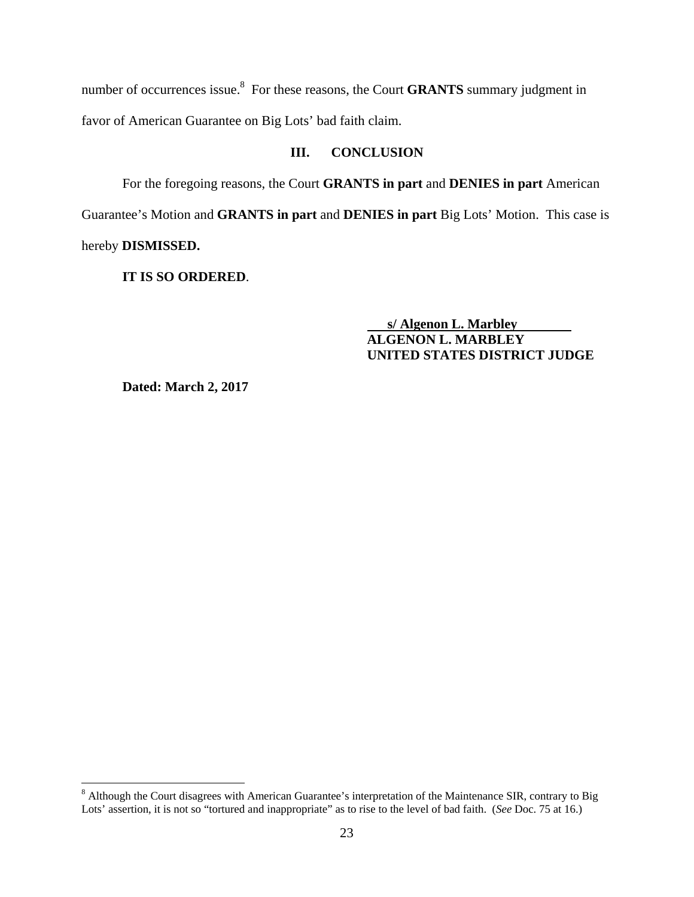number of occurrences issue.[8] For these reasons, the Court **GRANTS** summary judgment in favor of American Guarantee on Big Lots' bad faith claim.

## III. CONCLUSION

For the foregoing reasons, the Court **GRANTS in part** and **DENIES in part** American Guarantee's Motion and **GRANTS in part** and **DENIES in part** Big Lots' Motion. This case is hereby **DISMISSED.**

**IT IS SO ORDERED**.

**s/ Algenon L. Marbley**
**ALGENON L. MARBLEY**
**UNITED STATES DISTRICT JUDGE**

**Dated: March 2, 2017**

[8] Although the Court disagrees with American Guarantee's interpretation of the Maintenance SIR, contrary to Big Lots' assertion, it is not so "tortured and inappropriate" as to rise to the level of bad faith. (*See* Doc. 75 at 16.)